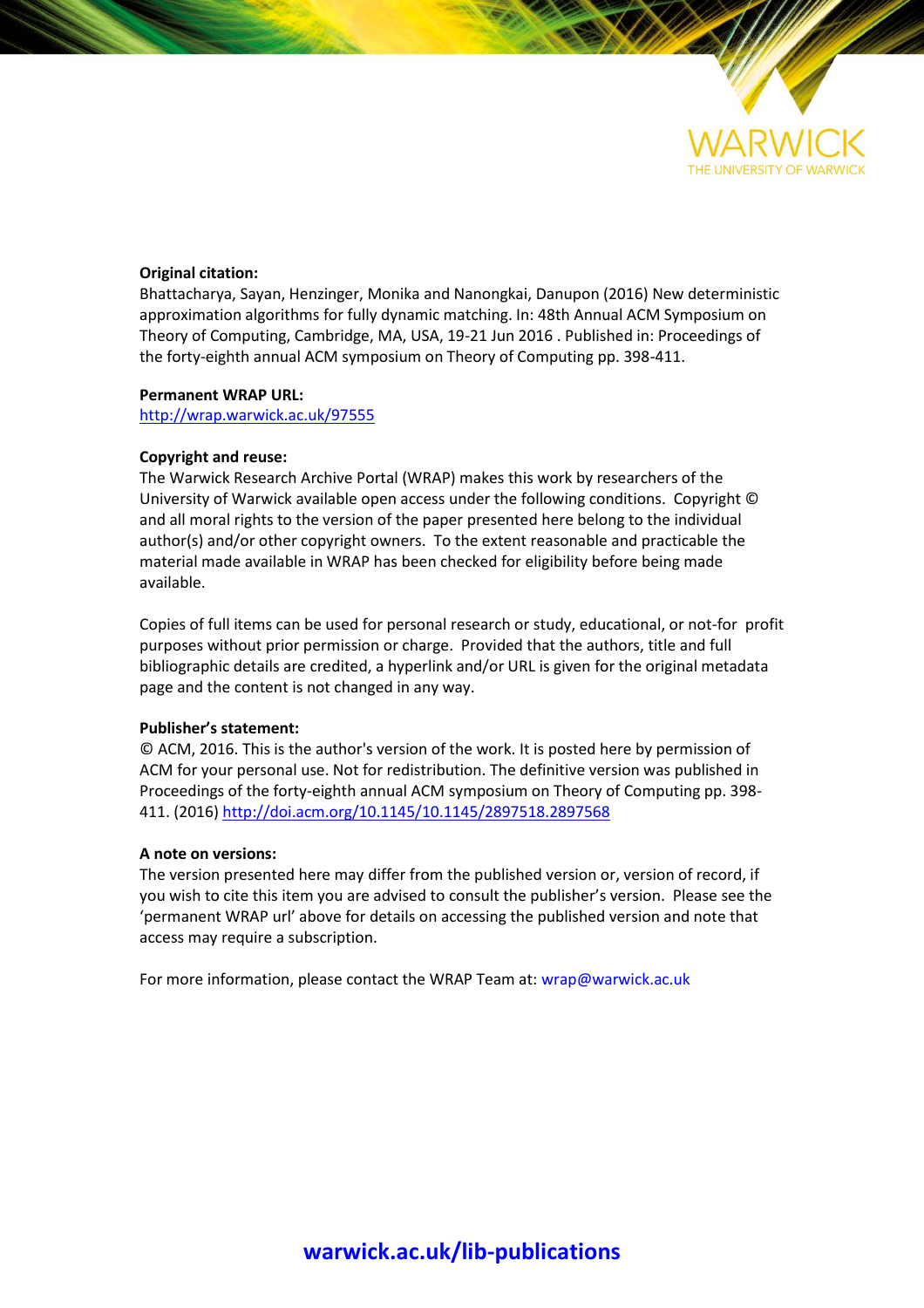**Original citation:**

Bhattacharya, Sayan, Henzinger, Monika and Nanongkai, Danupon (2016) New deterministic approximation algorithms for fully dynamic matching. In: 48th Annual ACM Symposium on Theory of Computing, Cambridge, MA, USA, 19-21 Jun 2016 . Published in: Proceedings of the forty-eighth annual ACM symposium on Theory of Computing pp. 398-411.

**Permanent WRAP URL:**

http://wrap.warwick.ac.uk/97555

**Copyright and reuse:**

The Warwick Research Archive Portal (WRAP) makes this work by researchers of the University of Warwick available open access under the following conditions. Copyright © and all moral rights to the version of the paper presented here belong to the individual author(s) and/or other copyright owners. To the extent reasonable and practicable the material made available in WRAP has been checked for eligibility before being made available.

Copies of full items can be used for personal research or study, educational, or not-for profit purposes without prior permission or charge. Provided that the authors, title and full bibliographic details are credited, a hyperlink and/or URL is given for the original metadata page and the content is not changed in any way.

**Publisher's statement:**

© ACM, 2016. This is the author's version of the work. It is posted here by permission of ACM for your personal use. Not for redistribution. The definitive version was published in Proceedings of the forty-eighth annual ACM symposium on Theory of Computing pp. 398-411. (2016) http://doi.acm.org/10.1145/10.1145/2897518.2897568

**A note on versions:**

The version presented here may differ from the published version or, version of record, if you wish to cite this item you are advised to consult the publisher's version. Please see the 'permanent WRAP url' above for details on accessing the published version and note that access may require a subscription.

For more information, please contact the WRAP Team at: wrap@warwick.ac.uk

**warwick.ac.uk/lib-publications**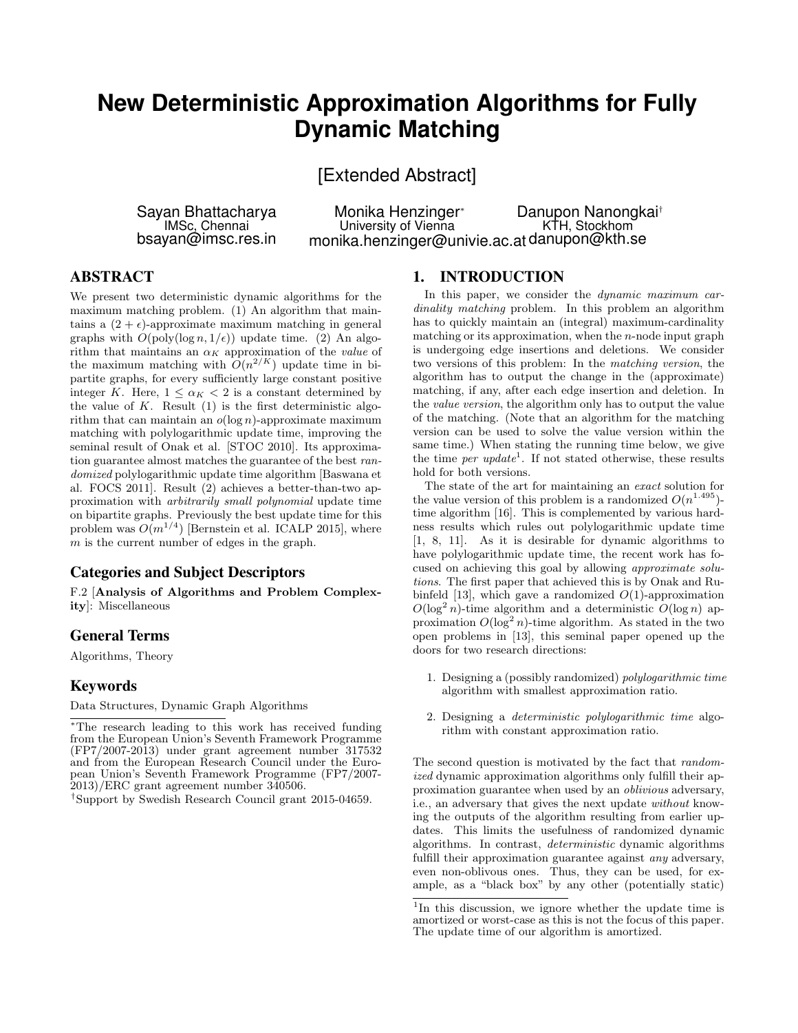# New Deterministic Approximation Algorithms for Fully Dynamic Matching

[Extended Abstract]

Sayan Bhattacharya
IMSc, Chennai
bsayan@imsc.res.in

Monika Henzinger*
University of Vienna
monika.henzinger@univie.ac.at

Danupon Nanongkai†
KTH, Stockhom
danupon@kth.se

## ABSTRACT

We present two deterministic dynamic algorithms for the maximum matching problem. (1) An algorithm that maintains a $(2+\epsilon)$-approximate maximum matching in general graphs with $O(\text{poly}(\log n, 1/\epsilon))$ update time. (2) An algorithm that maintains an $\alpha_K$ approximation of the *value* of the maximum matching with $O(n^{2/K})$ update time in bipartite graphs, for every sufficiently large constant positive integer $K$. Here, $1 \leq \alpha_K < 2$ is a constant determined by the value of $K$. Result (1) is the first deterministic algorithm that can maintain an $o(\log n)$-approximate maximum matching with polylogarithmic update time, improving the seminal result of Onak et al. [STOC 2010]. Its approximation guarantee almost matches the guarantee of the best *randomized* polylogarithmic update time algorithm [Baswana et al. FOCS 2011]. Result (2) achieves a better-than-two approximation with *arbitrarily small polynomial* update time on bipartite graphs. Previously the best update time for this problem was $O(m^{1/4})$ [Bernstein et al. ICALP 2015], where $m$ is the current number of edges in the graph.

## Categories and Subject Descriptors

F.2 [**Analysis of Algorithms and Problem Complexity**]: Miscellaneous

## General Terms

Algorithms, Theory

## Keywords

Data Structures, Dynamic Graph Algorithms

*The research leading to this work has received funding from the European Union's Seventh Framework Programme (FP7/2007-2013) under grant agreement number 317532 and from the European Research Council under the European Union's Seventh Framework Programme (FP7/2007-2013)/ERC grant agreement number 340506.

†Support by Swedish Research Council grant 2015-04659.

## 1. INTRODUCTION

In this paper, we consider the *dynamic maximum cardinality matching* problem. In this problem an algorithm has to quickly maintain an (integral) maximum-cardinality matching or its approximation, when the $n$-node input graph is undergoing edge insertions and deletions. We consider two versions of this problem: In the *matching version*, the algorithm has to output the change in the (approximate) matching, if any, after each edge insertion and deletion. In the *value version*, the algorithm only has to output the value of the matching. (Note that an algorithm for the matching version can be used to solve the value version within the same time.) When stating the running time below, we give the time *per update*[1]. If not stated otherwise, these results hold for both versions.

The state of the art for maintaining an *exact* solution for the value version of this problem is a randomized $O(n^{1.495})$-time algorithm [16]. This is complemented by various hardness results which rules out polylogarithmic update time [1, 8, 11]. As it is desirable for dynamic algorithms to have polylogarithmic update time, the recent work has focused on achieving this goal by allowing *approximate solutions*. The first paper that achieved this is by Onak and Rubinfeld [13], which gave a randomized $O(1)$-approximation $O(\log^2 n)$-time algorithm and a deterministic $O(\log n)$ approximation $O(\log^2 n)$-time algorithm. As stated in the two open problems in [13], this seminal paper opened up the doors for two research directions:

1. Designing a (possibly randomized) *polylogarithmic time* algorithm with smallest approximation ratio.
2. Designing a *deterministic polylogarithmic time* algorithm with constant approximation ratio.

The second question is motivated by the fact that *randomized* dynamic approximation algorithms only fulfill their approximation guarantee when used by an *oblivious* adversary, i.e., an adversary that gives the next update *without* knowing the outputs of the algorithm resulting from earlier updates. This limits the usefulness of randomized dynamic algorithms. In contrast, *deterministic* dynamic algorithms fulfill their approximation guarantee against *any* adversary, even non-oblivous ones. Thus, they can be used, for example, as a "black box" by any other (potentially static)

[1]In this discussion, we ignore whether the update time is amortized or worst-case as this is not the focus of this paper. The update time of our algorithm is amortized.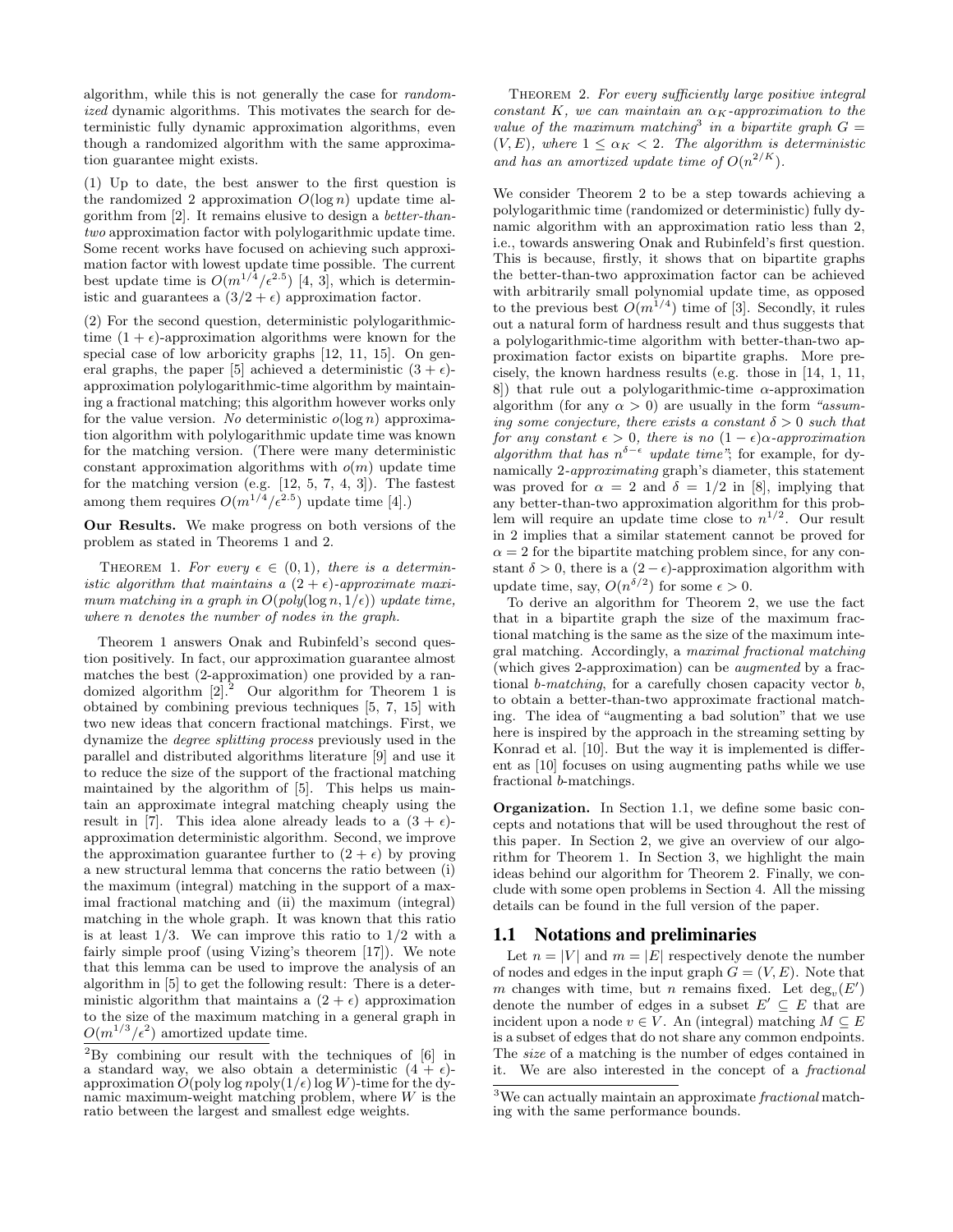algorithm, while this is not generally the case for *randomized* dynamic algorithms. This motivates the search for deterministic fully dynamic approximation algorithms, even though a randomized algorithm with the same approximation guarantee might exists.

(1) Up to date, the best answer to the first question is the randomized 2 approximation $O(\log n)$ update time algorithm from [2]. It remains elusive to design a *better-than-two* approximation factor with polylogarithmic update time. Some recent works have focused on achieving such approximation factor with lowest update time possible. The current best update time is $O(m^{1/4}/\epsilon^{2.5})$ [4, 3], which is deterministic and guarantees a $(3/2+\epsilon)$ approximation factor.

(2) For the second question, deterministic polylogarithmic-time $(1+\epsilon)$-approximation algorithms were known for the special case of low arboricity graphs [12, 11, 15]. On general graphs, the paper [5] achieved a deterministic $(3+\epsilon)$-approximation polylogarithmic-time algorithm by maintaining a fractional matching; this algorithm however works only for the value version. *No* deterministic $o(\log n)$ approximation algorithm with polylogarithmic update time was known for the matching version. (There were many deterministic constant approximation algorithms with $o(m)$ update time for the matching version (e.g. [12, 5, 7, 4, 3]). The fastest among them requires $O(m^{1/4}/\epsilon^{2.5})$ update time [4].)

**Our Results.** We make progress on both versions of the problem as stated in Theorems 1 and 2.

THEOREM 1. *For every $\epsilon \in (0,1)$, there is a deterministic algorithm that maintains a $(2+\epsilon)$-approximate maximum matching in a graph in $O(poly(\log n, 1/\epsilon))$ update time, where $n$ denotes the number of nodes in the graph.*

Theorem 1 answers Onak and Rubinfeld's second question positively. In fact, our approximation guarantee almost matches the best (2-approximation) one provided by a randomized algorithm [2].[2] Our algorithm for Theorem 1 is obtained by combining previous techniques [5, 7, 15] with two new ideas that concern fractional matchings. First, we dynamize the *degree splitting process* previously used in the parallel and distributed algorithms literature [9] and use it to reduce the size of the support of the fractional matching maintained by the algorithm of [5]. This helps us maintain an approximate integral matching cheaply using the result in [7]. This idea alone already leads to a $(3+\epsilon)$-approximation deterministic algorithm. Second, we improve the approximation guarantee further to $(2+\epsilon)$ by proving a new structural lemma that concerns the ratio between (i) the maximum (integral) matching in the support of a maximal fractional matching and (ii) the maximum (integral) matching in the whole graph. It was known that this ratio is at least 1/3. We can improve this ratio to 1/2 with a fairly simple proof (using Vizing's theorem [17]). We note that this lemma can be used to improve the analysis of an algorithm in [5] to get the following result: There is a deterministic algorithm that maintains a $(2+\epsilon)$ approximation to the size of the maximum matching in a general graph in $O(m^{1/3}/\epsilon^2)$ amortized update time.

[2]By combining our result with the techniques of [6] in a standard way, we also obtain a deterministic $(4+\epsilon)$-approximation $O(\text{poly}\log n \text{poly}(1/\epsilon)\log W)$-time for the dynamic maximum-weight matching problem, where $W$ is the ratio between the largest and smallest edge weights.

THEOREM 2. *For every sufficiently large positive integral constant $K$, we can maintain an $\alpha_K$-approximation to the value of the maximum matching[3] in a bipartite graph $G = (V,E)$, where $1 \leq \alpha_K < 2$. The algorithm is deterministic and has an amortized update time of $O(n^{2/K})$.*

We consider Theorem 2 to be a step towards achieving a polylogarithmic time (randomized or deterministic) fully dynamic algorithm with an approximation ratio less than 2, i.e., towards answering Onak and Rubinfeld's first question. This is because, firstly, it shows that on bipartite graphs the better-than-two approximation factor can be achieved with arbitrarily small polynomial update time, as opposed to the previous best $O(m^{1/4})$ time of [3]. Secondly, it rules out a natural form of hardness result and thus suggests that a polylogarithmic-time algorithm with better-than-two approximation factor exists on bipartite graphs. More precisely, the known hardness results (e.g. those in [14, 1, 11, 8]) that rule out a polylogarithmic-time $\alpha$-approximation algorithm (for any $\alpha > 0$) are usually in the form *"assuming some conjecture, there exists a constant $\delta > 0$ such that for any constant $\epsilon > 0$, there is no $(1-\epsilon)\alpha$-approximation algorithm that has $n^{\delta-\epsilon}$ update time"*; for example, for dynamically 2-*approximating* graph's diameter, this statement was proved for $\alpha = 2$ and $\delta = 1/2$ in [8], implying that any better-than-two approximation algorithm for this problem will require an update time close to $n^{1/2}$. Our result in 2 implies that a similar statement cannot be proved for $\alpha = 2$ for the bipartite matching problem since, for any constant $\delta > 0$, there is a $(2-\epsilon)$-approximation algorithm with update time, say, $O(n^{\delta/2})$ for some $\epsilon > 0$.

To derive an algorithm for Theorem 2, we use the fact that in a bipartite graph the size of the maximum fractional matching is the same as the size of the maximum integral matching. Accordingly, a *maximal fractional matching* (which gives 2-approximation) can be *augmented* by a fractional *b-matching*, for a carefully chosen capacity vector $b$, to obtain a better-than-two approximate fractional matching. The idea of "augmenting a bad solution" that we use here is inspired by the approach in the streaming setting by Konrad et al. [10]. But the way it is implemented is different as [10] focuses on using augmenting paths while we use fractional $b$-matchings.

**Organization.** In Section 1.1, we define some basic concepts and notations that will be used throughout the rest of this paper. In Section 2, we give an overview of our algorithm for Theorem 1. In Section 3, we highlight the main ideas behind our algorithm for Theorem 2. Finally, we conclude with some open problems in Section 4. All the missing details can be found in the full version of the paper.

## 1.1 Notations and preliminaries

Let $n = |V|$ and $m = |E|$ respectively denote the number of nodes and edges in the input graph $G = (V,E)$. Note that $m$ changes with time, but $n$ remains fixed. Let $\deg_v(E')$ denote the number of edges in a subset $E' \subseteq E$ that are incident upon a node $v \in V$. An (integral) matching $M \subseteq E$ is a subset of edges that do not share any common endpoints. The *size* of a matching is the number of edges contained in it. We are also interested in the concept of a *fractional*

[3]We can actually maintain an approximate *fractional* matching with the same performance bounds.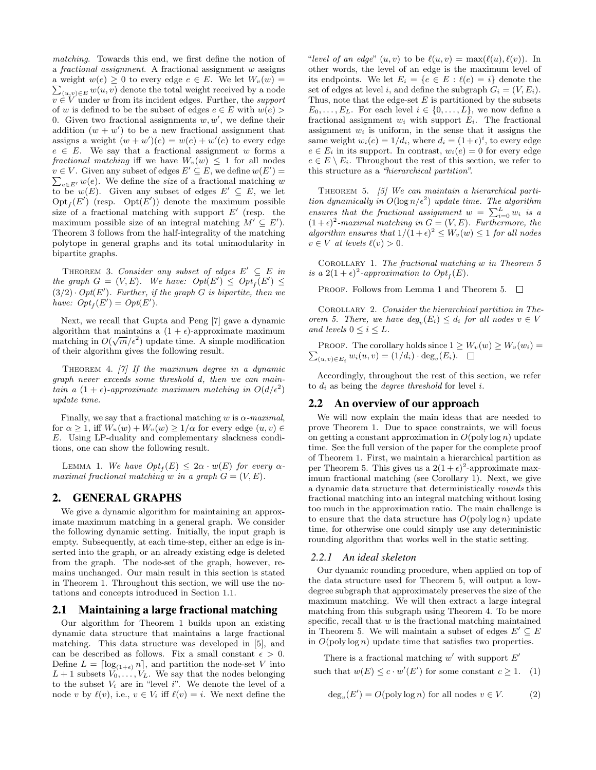*matching*. Towards this end, we first define the notion of a *fractional assignment*. A fractional assignment $w$ assigns a weight $w(e) \geq 0$ to every edge $e \in E$. We let $W_v(w) = \sum_{(u,v) \in E} w(u,v)$ denote the total weight received by a node $v \in V$ under $w$ from its incident edges. Further, the *support* of $w$ is defined to be the subset of edges $e \in E$ with $w(e) > 0$. Given two fractional assignments $w, w'$, we define their addition $(w + w')$ to be a new fractional assignment that assigns a weight $(w + w')(e) = w(e) + w'(e)$ to every edge $e \in E$. We say that a fractional assignment $w$ forms a *fractional matching* iff we have $W_v(w) \leq 1$ for all nodes $v \in V$. Given any subset of edges $E' \subseteq E$, we define $w(E') = \sum_{e \in E'} w(e)$. We define the *size* of a fractional matching $w$ to be $w(E)$. Given any subset of edges $E' \subseteq E$, we let $\text{Opt}_f(E')$ (resp. $\text{Opt}(E')$) denote the maximum possible size of a fractional matching with support $E'$ (resp. the maximum possible size of an integral matching $M' \subseteq E'$). Theorem 3 follows from the half-integrality of the matching polytope in general graphs and its total unimodularity in bipartite graphs.

THEOREM 3. *Consider any subset of edges $E' \subseteq E$ in the graph $G = (V, E)$. We have: $Opt(E') \leq Opt_f(E') \leq (3/2) \cdot Opt(E')$. Further, if the graph $G$ is bipartite, then we have: $Opt_f(E') = Opt(E')$.*

Next, we recall that Gupta and Peng [7] gave a dynamic algorithm that maintains a $(1+\epsilon)$-approximate maximum matching in $O(\sqrt{m}/\epsilon^2)$ update time. A simple modification of their algorithm gives the following result.

THEOREM 4. *[7] If the maximum degree in a dynamic graph never exceeds some threshold $d$, then we can maintain a $(1+\epsilon)$-approximate maximum matching in $O(d/\epsilon^2)$ update time.*

Finally, we say that a fractional matching $w$ is $\alpha$*-maximal*, for $\alpha \geq 1$, iff $W_u(w) + W_v(w) \geq 1/\alpha$ for every edge $(u,v) \in E$. Using LP-duality and complementary slackness conditions, one can show the following result.

LEMMA 1. *We have $Opt_f(E) \leq 2\alpha \cdot w(E)$ for every $\alpha$-maximal fractional matching $w$ in a graph $G = (V, E)$.*

# 2. GENERAL GRAPHS

We give a dynamic algorithm for maintaining an approximate maximum matching in a general graph. We consider the following dynamic setting. Initially, the input graph is empty. Subsequently, at each time-step, either an edge is inserted into the graph, or an already existing edge is deleted from the graph. The node-set of the graph, however, remains unchanged. Our main result in this section is stated in Theorem 1. Throughout this section, we will use the notations and concepts introduced in Section 1.1.

## 2.1 Maintaining a large fractional matching

Our algorithm for Theorem 1 builds upon an existing dynamic data structure that maintains a large fractional matching. This data structure was developed in [5], and can be described as follows. Fix a small constant $\epsilon > 0$. Define $L = \lceil \log_{(1+\epsilon)} n \rceil$, and partition the node-set $V$ into $L+1$ subsets $V_0, \ldots, V_L$. We say that the nodes belonging to the subset $V_i$ are in "level $i$". We denote the level of a node $v$ by $\ell(v)$, i.e., $v \in V_i$ iff $\ell(v) = i$. We next define the "*level of an edge*" $(u,v)$ to be $\ell(u,v) = \max(\ell(u), \ell(v))$. In other words, the level of an edge is the maximum level of its endpoints. We let $E_i = \{e \in E : \ell(e) = i\}$ denote the set of edges at level $i$, and define the subgraph $G_i = (V, E_i)$. Thus, note that the edge-set $E$ is partitioned by the subsets $E_0, \ldots, E_L$. For each level $i \in \{0, \ldots, L\}$, we now define a fractional assignment $w_i$ with support $E_i$. The fractional assignment $w_i$ is uniform, in the sense that it assigns the same weight $w_i(e) = 1/d_i$, where $d_i = (1+\epsilon)^i$, to every edge $e \in E_i$ in its support. In contrast, $w_i(e) = 0$ for every edge $e \in E \setminus E_i$. Throughout the rest of this section, we refer to this structure as a *"hierarchical partition"*.

THEOREM 5. *[5] We can maintain a hierarchical partition dynamically in $O(\log n/\epsilon^2)$ update time. The algorithm ensures that the fractional assignment $w = \sum_{i=0}^{L} w_i$ is a $(1+\epsilon)^2$-maximal matching in $G = (V, E)$. Furthermore, the algorithm ensures that $1/(1+\epsilon)^2 \leq W_v(w) \leq 1$ for all nodes $v \in V$ at levels $\ell(v) > 0$.*

COROLLARY 1. *The fractional matching $w$ in Theorem 5 is a $2(1+\epsilon)^2$-approximation to $Opt_f(E)$.*

PROOF. Follows from Lemma 1 and Theorem 5. □

COROLLARY 2. *Consider the hierarchical partition in Theorem 5. There, we have $deg_v(E_i) \leq d_i$ for all nodes $v \in V$ and levels $0 \leq i \leq L$.*

PROOF. The corollary holds since $1 \geq W_v(w) \geq W_v(w_i) = \sum_{(u,v) \in E_i} w_i(u,v) = (1/d_i) \cdot \deg_v(E_i)$. □

Accordingly, throughout the rest of this section, we refer to $d_i$ as being the *degree threshold* for level $i$.

## 2.2 An overview of our approach

We will now explain the main ideas that are needed to prove Theorem 1. Due to space constraints, we will focus on getting a constant approximation in $O(\text{poly}\log n)$ update time. See the full version of the paper for the complete proof of Theorem 1. First, we maintain a hierarchical partition as per Theorem 5. This gives us a $2(1+\epsilon)^2$-approximate maximum fractional matching (see Corollary 1). Next, we give a dynamic data structure that deterministically *rounds* this fractional matching into an integral matching without losing too much in the approximation ratio. The main challenge is to ensure that the data structure has $O(\text{poly}\log n)$ update time, for otherwise one could simply use any deterministic rounding algorithm that works well in the static setting.

### 2.2.1 An ideal skeleton

Our dynamic rounding procedure, when applied on top of the data structure used for Theorem 5, will output a low-degree subgraph that approximately preserves the size of the maximum matching. We will then extract a large integral matching from this subgraph using Theorem 4. To be more specific, recall that $w$ is the fractional matching maintained in Theorem 5. We will maintain a subset of edges $E' \subseteq E$ in $O(\text{poly}\log n)$ update time that satisfies two properties.

$$\text{There is a fractional matching } w' \text{ with support } E' \text{ such that } w(E) \leq c \cdot w'(E') \text{ for some constant } c \geq 1. \quad (1)$$

$$\deg_v(E') = O(\text{poly}\log n) \text{ for all nodes } v \in V. \quad (2)$$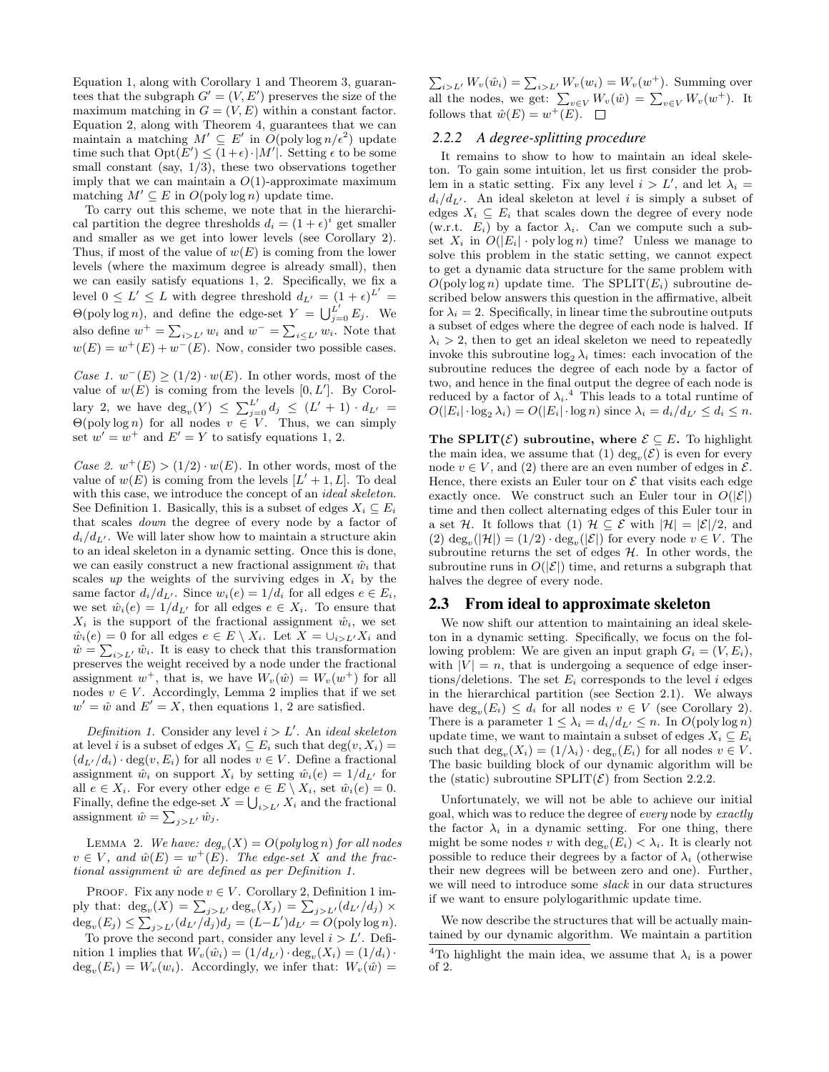Equation 1, along with Corollary 1 and Theorem 3, guarantees that the subgraph $G' = (V, E')$ preserves the size of the maximum matching in $G = (V, E)$ within a constant factor. Equation 2, along with Theorem 4, guarantees that we can maintain a matching $M' \subseteq E'$ in $O(\text{poly}\log n/\epsilon^2)$ update time such that $\text{Opt}(E') \leq (1+\epsilon) \cdot |M'|$. Setting $\epsilon$ to be some small constant (say, 1/3), these two observations together imply that we can maintain a $O(1)$-approximate maximum matching $M' \subseteq E$ in $O(\text{poly}\log n)$ update time.

To carry out this scheme, we note that in the hierarchical partition the degree thresholds $d_i = (1+\epsilon)^i$ get smaller and smaller as we get into lower levels (see Corollary 2). Thus, if most of the value of $w(E)$ is coming from the lower levels (where the maximum degree is already small), then we can easily satisfy equations 1, 2. Specifically, we fix a level $0 \leq L' \leq L$ with degree threshold $d_{L'} = (1+\epsilon)^{L'} = \Theta(\text{poly}\log n)$, and define the edge-set $Y = \bigcup_{j=0}^{L'} E_j$. We also define $w^+ = \sum_{i > L'} w_i$ and $w^- = \sum_{i \leq L'} w_i$. Note that $w(E) = w^+(E) + w^-(E)$. Now, consider two possible cases.

*Case 1.* $w^-(E) \geq (1/2) \cdot w(E)$. In other words, most of the value of $w(E)$ is coming from the levels $[0, L']$. By Corollary 2, we have $\deg_v(Y) \leq \sum_{j=0}^{L'} d_j \leq (L'+1) \cdot d_{L'} = \Theta(\text{poly}\log n)$ for all nodes $v \in V$. Thus, we can simply set $w' = w^+$ and $E' = Y$ to satisfy equations 1, 2.

*Case 2.* $w^+(E) > (1/2) \cdot w(E)$. In other words, most of the value of $w(E)$ is coming from the levels $[L'+1, L]$. To deal with this case, we introduce the concept of an *ideal skeleton*. See Definition 1. Basically, this is a subset of edges $X_i \subseteq E_i$ that scales *down* the degree of every node by a factor of $d_i/d_{L'}$. We will later show how to maintain a structure akin to an ideal skeleton in a dynamic setting. Once this is done, we can easily construct a new fractional assignment $\hat{w}_i$ that scales *up* the weights of the surviving edges in $X_i$ by the same factor $d_i/d_{L'}$. Since $w_i(e) = 1/d_i$ for all edges $e \in E_i$, we set $\hat{w}_i(e) = 1/d_{L'}$ for all edges $e \in X_i$. To ensure that $X_i$ is the support of the fractional assignment $\hat{w}_i$, we set $\hat{w}_i(e) = 0$ for all edges $e \in E \setminus X_i$. Let $X = \cup_{i > L'} X_i$ and $\hat{w} = \sum_{i > L'} \hat{w}_i$. It is easy to check that this transformation preserves the weight received by a node under the fractional assignment $w^+$, that is, we have $W_v(\hat{w}) = W_v(w^+)$ for all nodes $v \in V$. Accordingly, Lemma 2 implies that if we set $w' = \hat{w}$ and $E' = X$, then equations 1, 2 are satisfied.

*Definition 1.* Consider any level $i > L'$. An *ideal skeleton* at level $i$ is a subset of edges $X_i \subseteq E_i$ such that $\deg(v, X_i) = (d_{L'}/d_i) \cdot \deg(v, E_i)$ for all nodes $v \in V$. Define a fractional assignment $\hat{w}_i$ on support $X_i$ by setting $\hat{w}_i(e) = 1/d_{L'}$ for all $e \in X_i$. For every other edge $e \in E \setminus X_i$, set $\hat{w}_i(e) = 0$. Finally, define the edge-set $X = \bigcup_{i > L'} X_i$ and the fractional assignment $\hat{w} = \sum_{j > L'} \hat{w}_j$.

Lemma 2. *We have: $\deg_v(X) = O(\text{poly}\log n)$ for all nodes $v \in V$, and $\hat{w}(E) = w^+(E)$. The edge-set $X$ and the fractional assignment $\hat{w}$ are defined as per Definition 1.*

Proof. Fix any node $v \in V$. Corollary 2, Definition 1 imply that: $\deg_v(X) = \sum_{j > L'} \deg_v(X_j) = \sum_{j > L'} (d_{L'}/d_j) \times \deg_v(E_j) \leq \sum_{j > L'} (d_{L'}/d_j) d_j = (L - L') d_{L'} = O(\text{poly}\log n)$.

To prove the second part, consider any level $i > L'$. Definition 1 implies that $W_v(\hat{w}_i) = (1/d_{L'}) \cdot \deg_v(X_i) = (1/d_i) \cdot \deg_v(E_i) = W_v(w_i)$. Accordingly, we infer that: $W_v(\hat{w}) = \sum_{i > L'} W_v(\hat{w}_i) = \sum_{i > L'} W_v(w_i) = W_v(w^+)$. Summing over all the nodes, we get: $\sum_{v \in V} W_v(\hat{w}) = \sum_{v \in V} W_v(w^+)$. It follows that $\hat{w}(E) = w^+(E)$. $\square$

### 2.2.2 A degree-splitting procedure

It remains to show to how to maintain an ideal skeleton. To gain some intuition, let us first consider the problem in a static setting. Fix any level $i > L'$, and let $\lambda_i = d_i/d_{L'}$. An ideal skeleton at level $i$ is simply a subset of edges $X_i \subseteq E_i$ that scales down the degree of every node (w.r.t. $E_i$) by a factor $\lambda_i$. Can we compute such a subset $X_i$ in $O(|E_i| \cdot \text{poly}\log n)$ time? Unless we manage to solve this problem in the static setting, we cannot expect to get a dynamic data structure for the same problem with $O(\text{poly}\log n)$ update time. The SPLIT$(E_i)$ subroutine described below answers this question in the affirmative, albeit for $\lambda_i = 2$. Specifically, in linear time the subroutine outputs a subset of edges where the degree of each node is halved. If $\lambda_i > 2$, then to get an ideal skeleton we need to repeatedly invoke this subroutine $\log_2 \lambda_i$ times: each invocation of the subroutine reduces the degree of each node by a factor of two, and hence in the final output the degree of each node is reduced by a factor of $\lambda_i$.[4] This leads to a total runtime of $O(|E_i| \cdot \log_2 \lambda_i) = O(|E_i| \cdot \log n)$ since $\lambda_i = d_i/d_{L'} \leq d_i \leq n$.

**The SPLIT($\mathcal{E}$) subroutine, where $\mathcal{E} \subseteq E$.** To highlight the main idea, we assume that (1) $\deg_v(\mathcal{E})$ is even for every node $v \in V$, and (2) there are an even number of edges in $\mathcal{E}$. Hence, there exists an Euler tour on $\mathcal{E}$ that visits each edge exactly once. We construct such an Euler tour in $O(|\mathcal{E}|)$ time and then collect alternating edges of this Euler tour in a set $\mathcal{H}$. It follows that (1) $\mathcal{H} \subseteq \mathcal{E}$ with $|\mathcal{H}| = |\mathcal{E}|/2$, and (2) $\deg_v(|\mathcal{H}|) = (1/2) \cdot \deg_v(|\mathcal{E}|)$ for every node $v \in V$. The subroutine returns the set of edges $\mathcal{H}$. In other words, the subroutine runs in $O(|\mathcal{E}|)$ time, and returns a subgraph that halves the degree of every node.

## 2.3 From ideal to approximate skeleton

We now shift our attention to maintaining an ideal skeleton in a dynamic setting. Specifically, we focus on the following problem: We are given an input graph $G_i = (V, E_i)$, with $|V| = n$, that is undergoing a sequence of edge insertions/deletions. The set $E_i$ corresponds to the level $i$ edges in the hierarchical partition (see Section 2.1). We always have $\deg_v(E_i) \leq d_i$ for all nodes $v \in V$ (see Corollary 2). There is a parameter $1 \leq \lambda_i = d_i/d_{L'} \leq n$. In $O(\text{poly}\log n)$ update time, we want to maintain a subset of edges $X_i \subseteq E_i$ such that $\deg_v(X_i) = (1/\lambda_i) \cdot \deg_v(E_i)$ for all nodes $v \in V$. The basic building block of our dynamic algorithm will be the (static) subroutine SPLIT$(\mathcal{E})$ from Section 2.2.2.

Unfortunately, we will not be able to achieve our initial goal, which was to reduce the degree of *every* node by *exactly* the factor $\lambda_i$ in a dynamic setting. For one thing, there might be some nodes $v$ with $\deg_v(E_i) < \lambda_i$. It is clearly not possible to reduce their degrees by a factor of $\lambda_i$ (otherwise their new degrees will be between zero and one). Further, we will need to introduce some *slack* in our data structures if we want to ensure polylogarithmic update time.

We now describe the structures that will be actually maintained by our dynamic algorithm. We maintain a partition

[4] To highlight the main idea, we assume that $\lambda_i$ is a power of 2.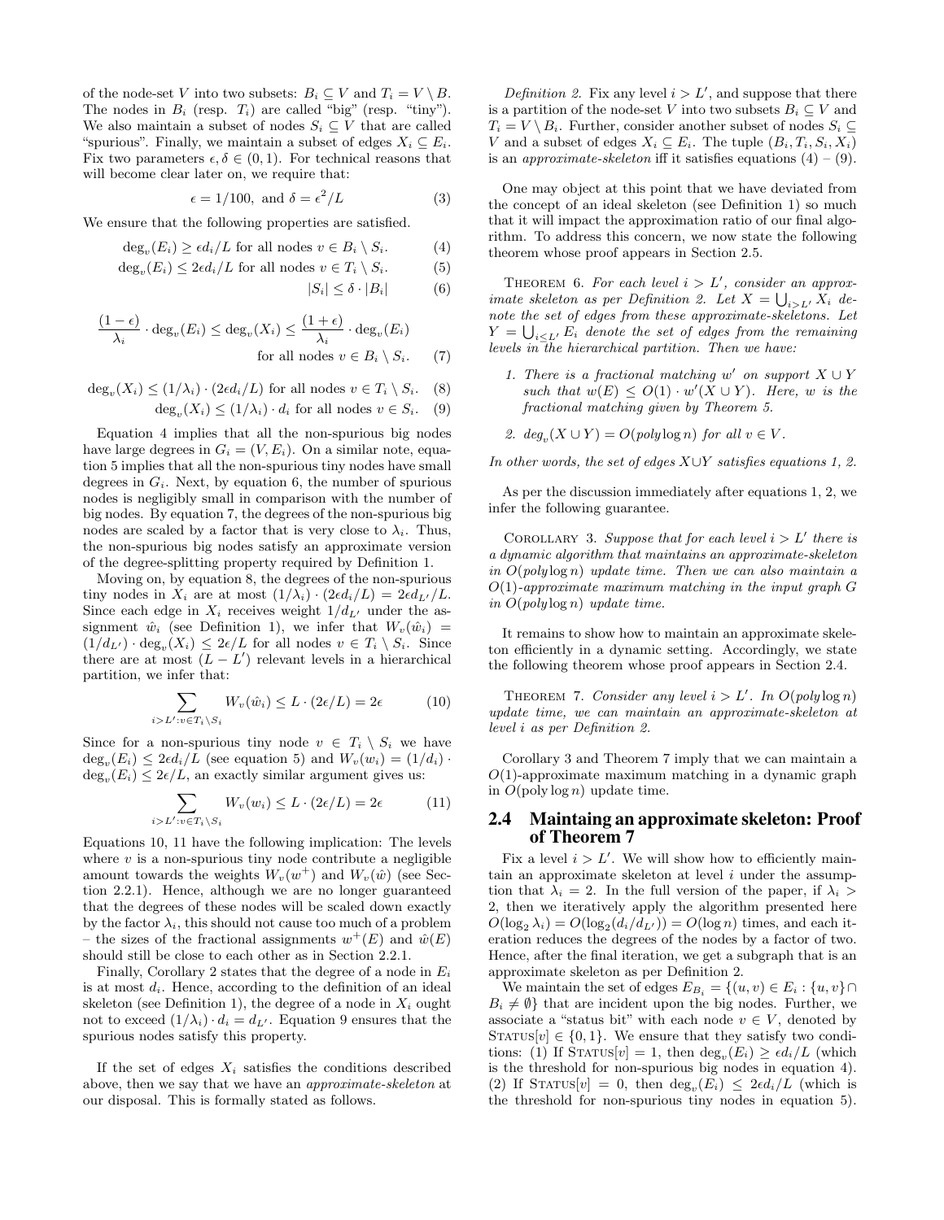of the node-set $V$ into two subsets: $B_i \subseteq V$ and $T_i = V \setminus B$. The nodes in $B_i$ (resp. $T_i$) are called "big" (resp. "tiny"). We also maintain a subset of nodes $S_i \subseteq V$ that are called "spurious". Finally, we maintain a subset of edges $X_i \subseteq E_i$. Fix two parameters $\epsilon, \delta \in (0, 1)$. For technical reasons that will become clear later on, we require that:

$$\epsilon = 1/100, \text{ and } \delta = \epsilon^2/L \tag{3}$$

We ensure that the following properties are satisfied.

$$\deg_v(E_i) \geq \epsilon d_i/L \text{ for all nodes } v \in B_i \setminus S_i. \tag{4}$$

$$\deg_v(E_i) \leq 2\epsilon d_i/L \text{ for all nodes } v \in T_i \setminus S_i. \tag{5}$$

$$|S_i| \leq \delta \cdot |B_i| \tag{6}$$

$$\frac{(1-\epsilon)}{\lambda_i} \cdot \deg_v(E_i) \leq \deg_v(X_i) \leq \frac{(1+\epsilon)}{\lambda_i} \cdot \deg_v(E_i) \quad \text{for all nodes } v \in B_i \setminus S_i. \tag{7}$$

$$\deg_v(X_i) \leq (1/\lambda_i) \cdot (2\epsilon d_i/L) \text{ for all nodes } v \in T_i \setminus S_i. \tag{8}$$

$$\deg_v(X_i) \leq (1/\lambda_i) \cdot d_i \text{ for all nodes } v \in S_i. \tag{9}$$

Equation 4 implies that all the non-spurious big nodes have large degrees in $G_i = (V, E_i)$. On a similar note, equation 5 implies that all the non-spurious tiny nodes have small degrees in $G_i$. Next, by equation 6, the number of spurious nodes is negligibly small in comparison with the number of big nodes. By equation 7, the degrees of the non-spurious big nodes are scaled by a factor that is very close to $\lambda_i$. Thus, the non-spurious big nodes satisfy an approximate version of the degree-splitting property required by Definition 1.

Moving on, by equation 8, the degrees of the non-spurious tiny nodes in $X_i$ are at most $(1/\lambda_i) \cdot (2\epsilon d_i/L) = 2\epsilon d_{L'}/L$. Since each edge in $X_i$ receives weight $1/d_{L'}$ under the assignment $\hat{w}_i$ (see Definition 1), we infer that $W_v(\hat{w}_i) = (1/d_{L'}) \cdot \deg_v(X_i) \leq 2\epsilon/L$ for all nodes $v \in T_i \setminus S_i$. Since there are at most $(L - L')$ relevant levels in a hierarchical partition, we infer that:

$$\sum_{i > L' : v \in T_i \setminus S_i} W_v(\hat{w}_i) \leq L \cdot (2\epsilon/L) = 2\epsilon \tag{10}$$

Since for a non-spurious tiny node $v \in T_i \setminus S_i$ we have $\deg_v(E_i) \leq 2\epsilon d_i/L$ (see equation 5) and $W_v(w_i) = (1/d_i) \cdot \deg_v(E_i) \leq 2\epsilon/L$, an exactly similar argument gives us:

$$\sum_{i > L' : v \in T_i \setminus S_i} W_v(w_i) \leq L \cdot (2\epsilon/L) = 2\epsilon \tag{11}$$

Equations 10, 11 have the following implication: The levels where $v$ is a non-spurious tiny node contribute a negligible amount towards the weights $W_v(w^+)$ and $W_v(\hat{w})$ (see Section 2.2.1). Hence, although we are no longer guaranteed that the degrees of these nodes will be scaled down exactly by the factor $\lambda_i$, this should not cause too much of a problem – the sizes of the fractional assignments $w^+(E)$ and $\hat{w}(E)$ should still be close to each other as in Section 2.2.1.

Finally, Corollary 2 states that the degree of a node in $E_i$ is at most $d_i$. Hence, according to the definition of an ideal skeleton (see Definition 1), the degree of a node in $X_i$ ought not to exceed $(1/\lambda_i) \cdot d_i = d_{L'}$. Equation 9 ensures that the spurious nodes satisfy this property.

If the set of edges $X_i$ satisfies the conditions described above, then we say that we have an *approximate-skeleton* at our disposal. This is formally stated as follows.

*Definition 2.* Fix any level $i > L'$, and suppose that there is a partition of the node-set $V$ into two subsets $B_i \subseteq V$ and $T_i = V \setminus B_i$. Further, consider another subset of nodes $S_i \subseteq V$ and a subset of edges $X_i \subseteq E_i$. The tuple $(B_i, T_i, S_i, X_i)$ is an *approximate-skeleton* iff it satisfies equations (4) – (9).

One may object at this point that we have deviated from the concept of an ideal skeleton (see Definition 1) so much that it will impact the approximation ratio of our final algorithm. To address this concern, we now state the following theorem whose proof appears in Section 2.5.

Theorem 6. *For each level $i > L'$, consider an approximate skeleton as per Definition 2. Let $X = \bigcup_{i > L'} X_i$ denote the set of edges from these approximate-skeletons. Let $Y = \bigcup_{i \leq L'} E_i$ denote the set of edges from the remaining levels in the hierarchical partition. Then we have:*

1. *There is a fractional matching $w'$ on support $X \cup Y$ such that $w(E) \leq O(1) \cdot w'(X \cup Y)$. Here, $w$ is the fractional matching given by Theorem 5.*
2. *$\deg_v(X \cup Y) = O(\text{poly} \log n)$ for all $v \in V$.*

*In other words, the set of edges $X \cup Y$ satisfies equations 1, 2.*

As per the discussion immediately after equations 1, 2, we infer the following guarantee.

Corollary 3. *Suppose that for each level $i > L'$ there is a dynamic algorithm that maintains an approximate-skeleton in $O(\text{poly} \log n)$ update time. Then we can also maintain a $O(1)$-approximate maximum matching in the input graph $G$ in $O(\text{poly} \log n)$ update time.*

It remains to show how to maintain an approximate skeleton efficiently in a dynamic setting. Accordingly, we state the following theorem whose proof appears in Section 2.4.

Theorem 7. *Consider any level $i > L'$. In $O(\text{poly} \log n)$ update time, we can maintain an approximate-skeleton at level $i$ as per Definition 2.*

Corollary 3 and Theorem 7 imply that we can maintain a $O(1)$-approximate maximum matching in a dynamic graph in $O(\text{poly} \log n)$ update time.

## 2.4 Maintaining an approximate skeleton: Proof of Theorem 7

Fix a level $i > L'$. We will show how to efficiently maintain an approximate skeleton at level $i$ under the assumption that $\lambda_i = 2$. In the full version of the paper, if $\lambda_i > 2$, then we iteratively apply the algorithm presented here $O(\log_2 \lambda_i) = O(\log_2(d_i/d_{L'})) = O(\log n)$ times, and each iteration reduces the degrees of the nodes by a factor of two. Hence, after the final iteration, we get a subgraph that is an approximate skeleton as per Definition 2.

We maintain the set of edges $E_{B_i} = \{(u, v) \in E_i : \{u, v\} \cap B_i \neq \emptyset\}$ that are incident upon the big nodes. Further, we associate a "status bit" with each node $v \in V$, denoted by $\text{Status}[v] \in \{0, 1\}$. We ensure that they satisfy two conditions: (1) If $\text{Status}[v] = 1$, then $\deg_v(E_i) \geq \epsilon d_i/L$ (which is the threshold for non-spurious big nodes in equation 4). (2) If $\text{Status}[v] = 0$, then $\deg_v(E_i) \leq 2\epsilon d_i/L$ (which is the threshold for non-spurious tiny nodes in equation 5).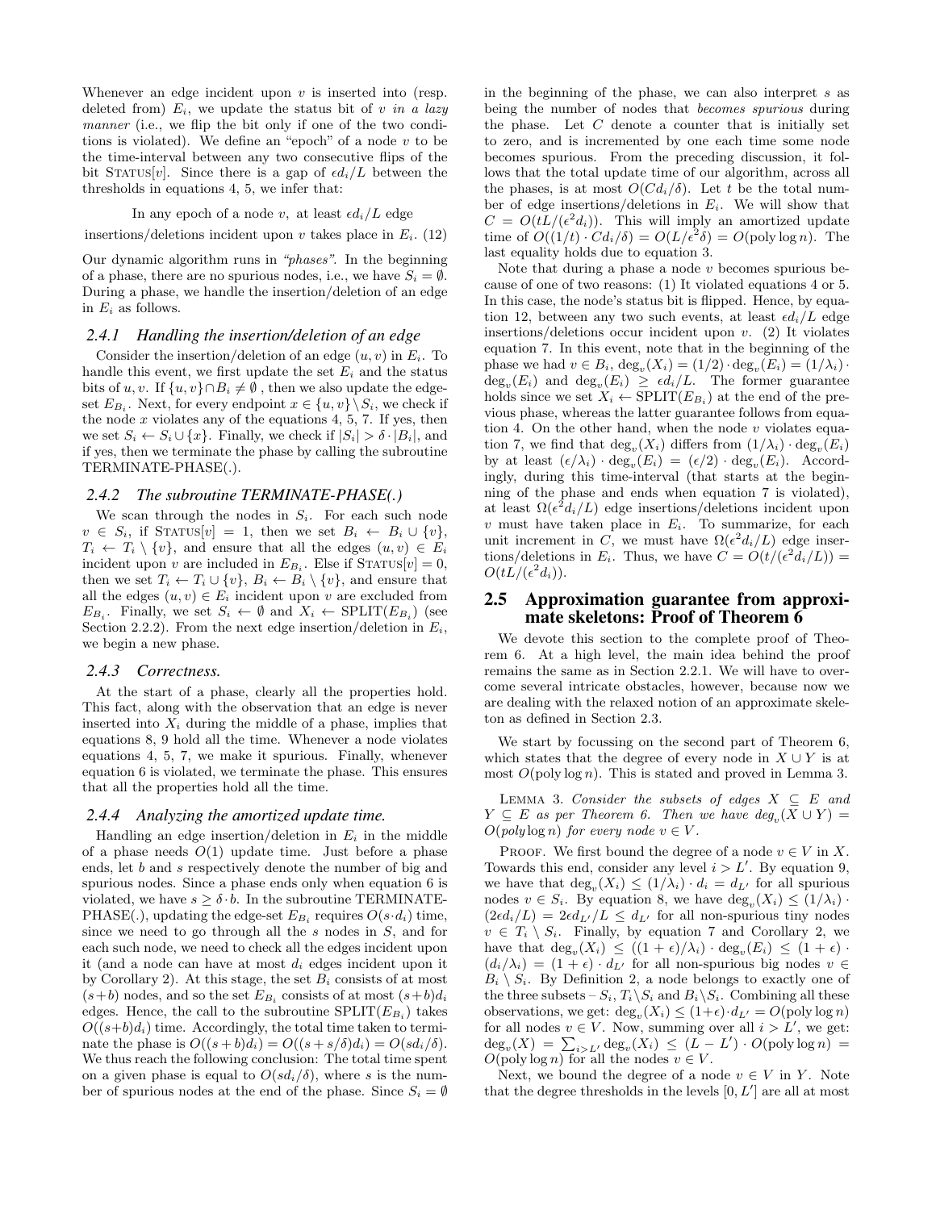Whenever an edge incident upon $v$ is inserted into (resp. deleted from) $E_i$, we update the status bit of $v$ *in a lazy manner* (i.e., we flip the bit only if one of the two conditions is violated). We define an "epoch" of a node $v$ to be the time-interval between any two consecutive flips of the bit $\text{STATUS}[v]$. Since there is a gap of $\epsilon d_i/L$ between the thresholds in equations 4, 5, we infer that:

$$\text{In any epoch of a node } v, \text{ at least } \epsilon d_i/L \text{ edge insertions/deletions incident upon } v \text{ takes place in } E_i. \quad (12)$$

Our dynamic algorithm runs in *"phases"*. In the beginning of a phase, there are no spurious nodes, i.e., we have $S_i = \emptyset$. During a phase, we handle the insertion/deletion of an edge in $E_i$ as follows.

### 2.4.1 Handling the insertion/deletion of an edge

Consider the insertion/deletion of an edge $(u, v)$ in $E_i$. To handle this event, we first update the set $E_i$ and the status bits of $u, v$. If $\{u, v\} \cap B_i \neq \emptyset$ , then we also update the edge-set $E_{B_i}$. Next, for every endpoint $x \in \{u, v\} \setminus S_i$, we check if the node $x$ violates any of the equations 4, 5, 7. If yes, then we set $S_i \leftarrow S_i \cup \{x\}$. Finally, we check if $|S_i| > \delta \cdot |B_i|$, and if yes, then we terminate the phase by calling the subroutine TERMINATE-PHASE(.).

### 2.4.2 The subroutine TERMINATE-PHASE(.)

We scan through the nodes in $S_i$. For each such node $v \in S_i$, if $\text{STATUS}[v] = 1$, then we set $B_i \leftarrow B_i \cup \{v\}$, $T_i \leftarrow T_i \setminus \{v\}$, and ensure that all the edges $(u, v) \in E_i$ incident upon $v$ are included in $E_{B_i}$. Else if $\text{STATUS}[v] = 0$, then we set $T_i \leftarrow T_i \cup \{v\}$, $B_i \leftarrow B_i \setminus \{v\}$, and ensure that all the edges $(u, v) \in E_i$ incident upon $v$ are excluded from $E_{B_i}$. Finally, we set $S_i \leftarrow \emptyset$ and $X_i \leftarrow \text{SPLIT}(E_{B_i})$ (see Section 2.2.2). From the next edge insertion/deletion in $E_i$, we begin a new phase.

### 2.4.3 Correctness.

At the start of a phase, clearly all the properties hold. This fact, along with the observation that an edge is never inserted into $X_i$ during the middle of a phase, implies that equations 8, 9 hold all the time. Whenever a node violates equations 4, 5, 7, we make it spurious. Finally, whenever equation 6 is violated, we terminate the phase. This ensures that all the properties hold all the time.

### 2.4.4 Analyzing the amortized update time.

Handling an edge insertion/deletion in $E_i$ in the middle of a phase needs $O(1)$ update time. Just before a phase ends, let $b$ and $s$ respectively denote the number of big and spurious nodes. Since a phase ends only when equation 6 is violated, we have $s \geq \delta \cdot b$. In the subroutine TERMINATE-PHASE(.), updating the edge-set $E_{B_i}$ requires $O(s \cdot d_i)$ time, since we need to go through all the $s$ nodes in $S$, and for each such node, we need to check all the edges incident upon it (and a node can have at most $d_i$ edges incident upon it by Corollary 2). At this stage, the set $B_i$ consists of at most $(s+b)$ nodes, and so the set $E_{B_i}$ consists of at most $(s+b)d_i$ edges. Hence, the call to the subroutine $\text{SPLIT}(E_{B_i})$ takes $O((s+b)d_i)$ time. Accordingly, the total time taken to terminate the phase is $O((s+b)d_i) = O((s+s/\delta)d_i) = O(sd_i/\delta)$. We thus reach the following conclusion: The total time spent on a given phase is equal to $O(sd_i/\delta)$, where $s$ is the number of spurious nodes at the end of the phase. Since $S_i = \emptyset$ in the beginning of the phase, we can also interpret $s$ as being the number of nodes that *becomes spurious* during the phase. Let $C$ denote a counter that is initially set to zero, and is incremented by one each time some node becomes spurious. From the preceding discussion, it follows that the total update time of our algorithm, across all the phases, is at most $O(Cd_i/\delta)$. Let $t$ be the total number of edge insertions/deletions in $E_i$. We will show that $C = O(tL/(\epsilon^2 d_i))$. This will imply an amortized update time of $O((1/t) \cdot Cd_i/\delta) = O(L/\epsilon^2\delta) = O(\text{poly} \log n)$. The last equality holds due to equation 3.

Note that during a phase a node $v$ becomes spurious because of one of two reasons: (1) It violated equations 4 or 5. In this case, the node's status bit is flipped. Hence, by equation 12, between any two such events, at least $\epsilon d_i/L$ edge insertions/deletions occur incident upon $v$. (2) It violates equation 7. In this event, note that in the beginning of the phase we had $v \in B_i$, $\deg_v(X_i) = (1/2) \cdot \deg_v(E_i) = (1/\lambda_i) \cdot \deg_v(E_i)$ and $\deg_v(E_i) \geq \epsilon d_i/L$. The former guarantee holds since we set $X_i \leftarrow \text{SPLIT}(E_{B_i})$ at the end of the previous phase, whereas the latter guarantee follows from equation 4. On the other hand, when the node $v$ violates equation 7, we find that $\deg_v(X_i)$ differs from $(1/\lambda_i) \cdot \deg_v(E_i)$ by at least $(\epsilon/\lambda_i) \cdot \deg_v(E_i) = (\epsilon/2) \cdot \deg_v(E_i)$. Accordingly, during this time-interval (that starts at the beginning of the phase and ends when equation 7 is violated), at least $\Omega(\epsilon^2 d_i/L)$ edge insertions/deletions incident upon $v$ must have taken place in $E_i$. To summarize, for each unit increment in $C$, we must have $\Omega(\epsilon^2 d_i/L)$ edge insertions/deletions in $E_i$. Thus, we have $C = O(t/(\epsilon^2 d_i/L)) = O(tL/(\epsilon^2 d_i))$.

## 2.5 Approximation guarantee from approximate skeletons: Proof of Theorem 6

We devote this section to the complete proof of Theorem 6. At a high level, the main idea behind the proof remains the same as in Section 2.2.1. We will have to overcome several intricate obstacles, however, because now we are dealing with the relaxed notion of an approximate skeleton as defined in Section 2.3.

We start by focussing on the second part of Theorem 6, which states that the degree of every node in $X \cup Y$ is at most $O(\text{poly} \log n)$. This is stated and proved in Lemma 3.

LEMMA 3. *Consider the subsets of edges $X \subseteq E$ and $Y \subseteq E$ as per Theorem 6. Then we have $\deg_v(X \cup Y) = O(\text{poly} \log n)$ for every node $v \in V$.*

PROOF. We first bound the degree of a node $v \in V$ in $X$. Towards this end, consider any level $i > L'$. By equation 9, we have that $\deg_v(X_i) \leq (1/\lambda_i) \cdot d_i = d_{L'}$ for all spurious nodes $v \in S_i$. By equation 8, we have $\deg_v(X_i) \leq (1/\lambda_i) \cdot (2\epsilon d_i/L) = 2\epsilon d_{L'}/L \leq d_{L'}$ for all non-spurious tiny nodes $v \in T_i \setminus S_i$. Finally, by equation 7 and Corollary 2, we have that $\deg_v(X_i) \leq ((1+\epsilon)/\lambda_i) \cdot \deg_v(E_i) \leq (1+\epsilon) \cdot (d_i/\lambda_i) = (1+\epsilon) \cdot d_{L'}$ for all non-spurious big nodes $v \in B_i \setminus S_i$. By Definition 2, a node belongs to exactly one of the three subsets – $S_i$, $T_i \setminus S_i$ and $B_i \setminus S_i$. Combining all these observations, we get: $\deg_v(X_i) \leq (1+\epsilon) \cdot d_{L'} = O(\text{poly} \log n)$ for all nodes $v \in V$. Now, summing over all $i > L'$, we get: $\deg_v(X) = \sum_{i > L'} \deg_v(X_i) \leq (L - L') \cdot O(\text{poly} \log n) = O(\text{poly} \log n)$ for all the nodes $v \in V$.

Next, we bound the degree of a node $v \in V$ in $Y$. Note that the degree thresholds in the levels $[0, L']$ are all at most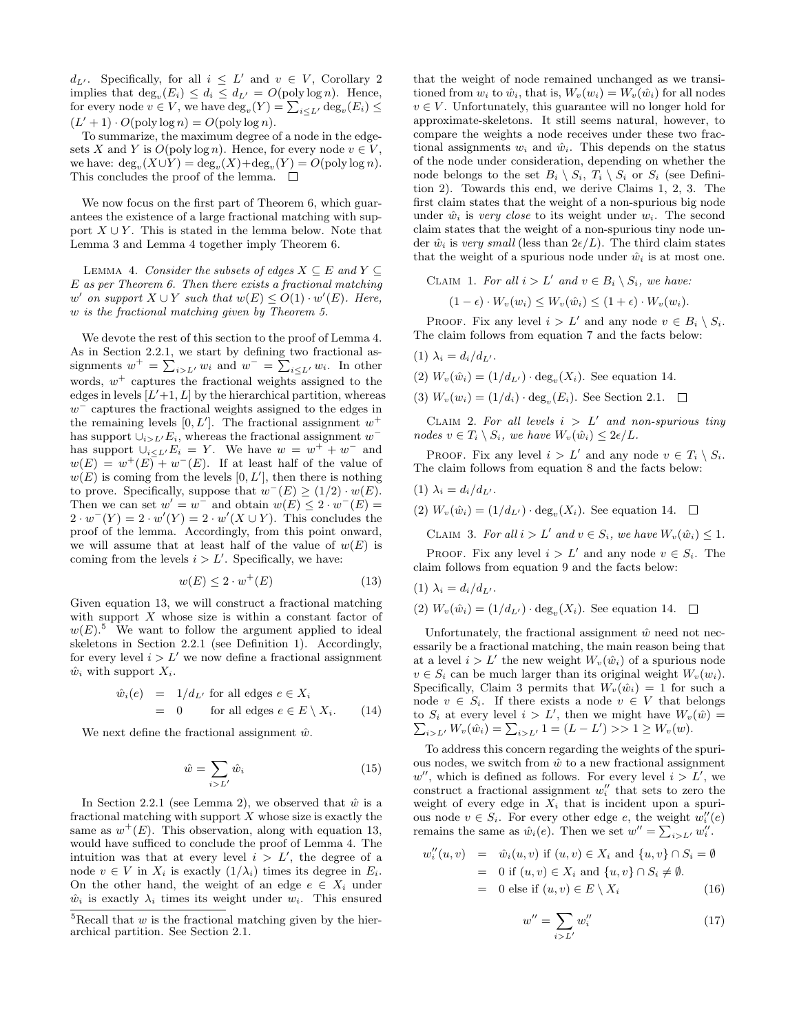$d_{L'}$. Specifically, for all $i \leq L'$ and $v \in V$, Corollary 2 implies that $\deg_v(E_i) \leq d_i \leq d_{L'} = O(\text{poly} \log n)$. Hence, for every node $v \in V$, we have $\deg_v(Y) = \sum_{i \leq L'} \deg_v(E_i) \leq (L' + 1) \cdot O(\text{poly} \log n) = O(\text{poly} \log n)$.

To summarize, the maximum degree of a node in the edge-sets $X$ and $Y$ is $O(\text{poly} \log n)$. Hence, for every node $v \in V$, we have: $\deg_v(X \cup Y) = \deg_v(X) + \deg_v(Y) = O(\text{poly} \log n)$. This concludes the proof of the lemma. $\square$

We now focus on the first part of Theorem 6, which guarantees the existence of a large fractional matching with support $X \cup Y$. This is stated in the lemma below. Note that Lemma 3 and Lemma 4 together imply Theorem 6.

Lemma 4. *Consider the subsets of edges $X \subseteq E$ and $Y \subseteq E$ as per Theorem 6. Then there exists a fractional matching $w'$ on support $X \cup Y$ such that $w(E) \leq O(1) \cdot w'(E)$. Here, $w$ is the fractional matching given by Theorem 5.*

We devote the rest of this section to the proof of Lemma 4. As in Section 2.2.1, we start by defining two fractional assignments $w^+ = \sum_{i > L'} w_i$ and $w^- = \sum_{i \leq L'} w_i$. In other words, $w^+$ captures the fractional weights assigned to the edges in levels $[L'+1, L]$ by the hierarchical partition, whereas $w^-$ captures the fractional weights assigned to the edges in the remaining levels $[0, L']$. The fractional assignment $w^+$ has support $\cup_{i > L'} E_i$, whereas the fractional assignment $w^-$ has support $\cup_{i \leq L'} E_i = Y$. We have $w = w^+ + w^-$ and $w(E) = w^+(E) + w^-(E)$. If at least half of the value of $w(E)$ is coming from the levels $[0, L']$, then there is nothing to prove. Specifically, suppose that $w^-(E) \geq (1/2) \cdot w(E)$. Then we can set $w' = w^-$ and obtain $w(E) \leq 2 \cdot w^-(E) = 2 \cdot w^-(Y) = 2 \cdot w'(Y) = 2 \cdot w'(X \cup Y)$. This concludes the proof of the lemma. Accordingly, from this point onward, we will assume that at least half of the value of $w(E)$ is coming from the levels $i > L'$. Specifically, we have:

$$w(E) \leq 2 \cdot w^+(E) \tag{13}$$

Given equation 13, we will construct a fractional matching with support $X$ whose size is within a constant factor of $w(E)$.[5] We want to follow the argument applied to ideal skeletons in Section 2.2.1 (see Definition 1). Accordingly, for every level $i > L'$ we now define a fractional assignment $\hat{w}_i$ with support $X_i$.

$$\begin{aligned} \hat{w}_i(e) &= 1/d_{L'} \text{ for all edges } e \in X_i \\ &= 0 \qquad \text{for all edges } e \in E \setminus X_i. \end{aligned} \tag{14}$$

We next define the fractional assignment $\hat{w}$.

$$\hat{w} = \sum_{i > L'} \hat{w}_i \tag{15}$$

In Section 2.2.1 (see Lemma 2), we observed that $\hat{w}$ is a fractional matching with support $X$ whose size is exactly the same as $w^+(E)$. This observation, along with equation 13, would have sufficed to conclude the proof of Lemma 4. The intuition was that at every level $i > L'$, the degree of a node $v \in V$ in $X_i$ is exactly $(1/\lambda_i)$ times its degree in $E_i$. On the other hand, the weight of an edge $e \in X_i$ under $\hat{w}_i$ is exactly $\lambda_i$ times its weight under $w_i$. This ensured that the weight of node remained unchanged as we transitioned from $w_i$ to $\hat{w}_i$, that is, $W_v(w_i) = W_v(\hat{w}_i)$ for all nodes $v \in V$. Unfortunately, this guarantee will no longer hold for approximate-skeletons. It still seems natural, however, to compare the weights a node receives under these two fractional assignments $w_i$ and $\hat{w}_i$. This depends on the status of the node under consideration, depending on whether the node belongs to the set $B_i \setminus S_i$, $T_i \setminus S_i$ or $S_i$ (see Definition 2). Towards this end, we derive Claims 1, 2, 3. The first claim states that the weight of a non-spurious big node under $\hat{w}_i$ is *very close* to its weight under $w_i$. The second claim states that the weight of a non-spurious tiny node under $\hat{w}_i$ is *very small* (less than $2\epsilon/L$). The third claim states that the weight of a spurious node under $\hat{w}_i$ is at most one.

Claim 1. *For all $i > L'$ and $v \in B_i \setminus S_i$, we have:*

$$(1 - \epsilon) \cdot W_v(w_i) \leq W_v(\hat{w}_i) \leq (1 + \epsilon) \cdot W_v(w_i).$$

Proof. Fix any level $i > L'$ and any node $v \in B_i \setminus S_i$. The claim follows from equation 7 and the facts below:

(1) $\lambda_i = d_i / d_{L'}$.

(2) $W_v(\hat{w}_i) = (1/d_{L'}) \cdot \deg_v(X_i)$. See equation 14.

(3) $W_v(w_i) = (1/d_i) \cdot \deg_v(E_i)$. See Section 2.1. $\square$

Claim 2. *For all levels $i > L'$ and non-spurious tiny nodes $v \in T_i \setminus S_i$, we have $W_v(\hat{w}_i) \leq 2\epsilon/L$.*

Proof. Fix any level $i > L'$ and any node $v \in T_i \setminus S_i$. The claim follows from equation 8 and the facts below:

(1) $\lambda_i = d_i / d_{L'}$.

(2) $W_v(\hat{w}_i) = (1/d_{L'}) \cdot \deg_v(X_i)$. See equation 14. $\square$

Claim 3. *For all $i > L'$ and $v \in S_i$, we have $W_v(\hat{w}_i) \leq 1$.*

Proof. Fix any level $i > L'$ and any node $v \in S_i$. The claim follows from equation 9 and the facts below:

(1) $\lambda_i = d_i / d_{L'}$.

(2) $W_v(\hat{w}_i) = (1/d_{L'}) \cdot \deg_v(X_i)$. See equation 14. $\square$

Unfortunately, the fractional assignment $\hat{w}$ need not necessarily be a fractional matching, the main reason being that at a level $i > L'$ the new weight $W_v(\hat{w}_i)$ of a spurious node $v \in S_i$ can be much larger than its original weight $W_v(w_i)$. Specifically, Claim 3 permits that $W_v(\hat{w}_i) = 1$ for such a node $v \in S_i$. If there exists a node $v \in V$ that belongs to $S_i$ at every level $i > L'$, then we might have $W_v(\hat{w}) = \sum_{i > L'} W_v(\hat{w}_i) = \sum_{i > L'} 1 = (L - L') >> 1 \geq W_v(w)$.

To address this concern regarding the weights of the spurious nodes, we switch from $\hat{w}$ to a new fractional assignment $w''$, which is defined as follows. For every level $i > L'$, we construct a fractional assignment $w''_i$ that sets to zero the weight of every edge in $X_i$ that is incident upon a spurious node $v \in S_i$. For every other edge $e$, the weight $w''_i(e)$ remains the same as $\hat{w}_i(e)$. Then we set $w'' = \sum_{i > L'} w''_i$.

$$\begin{aligned} w''_i(u,v) &= \hat{w}_i(u,v) \text{ if } (u,v) \in X_i \text{ and } \{u,v\} \cap S_i = \emptyset \\ &= 0 \text{ if } (u,v) \in X_i \text{ and } \{u,v\} \cap S_i \neq \emptyset. \\ &= 0 \text{ else if } (u,v) \in E \setminus X_i \end{aligned} \tag{16}$$

$$w'' = \sum_{i > L'} w''_i \tag{17}$$

[5]Recall that $w$ is the fractional matching given by the hierarchical partition. See Section 2.1.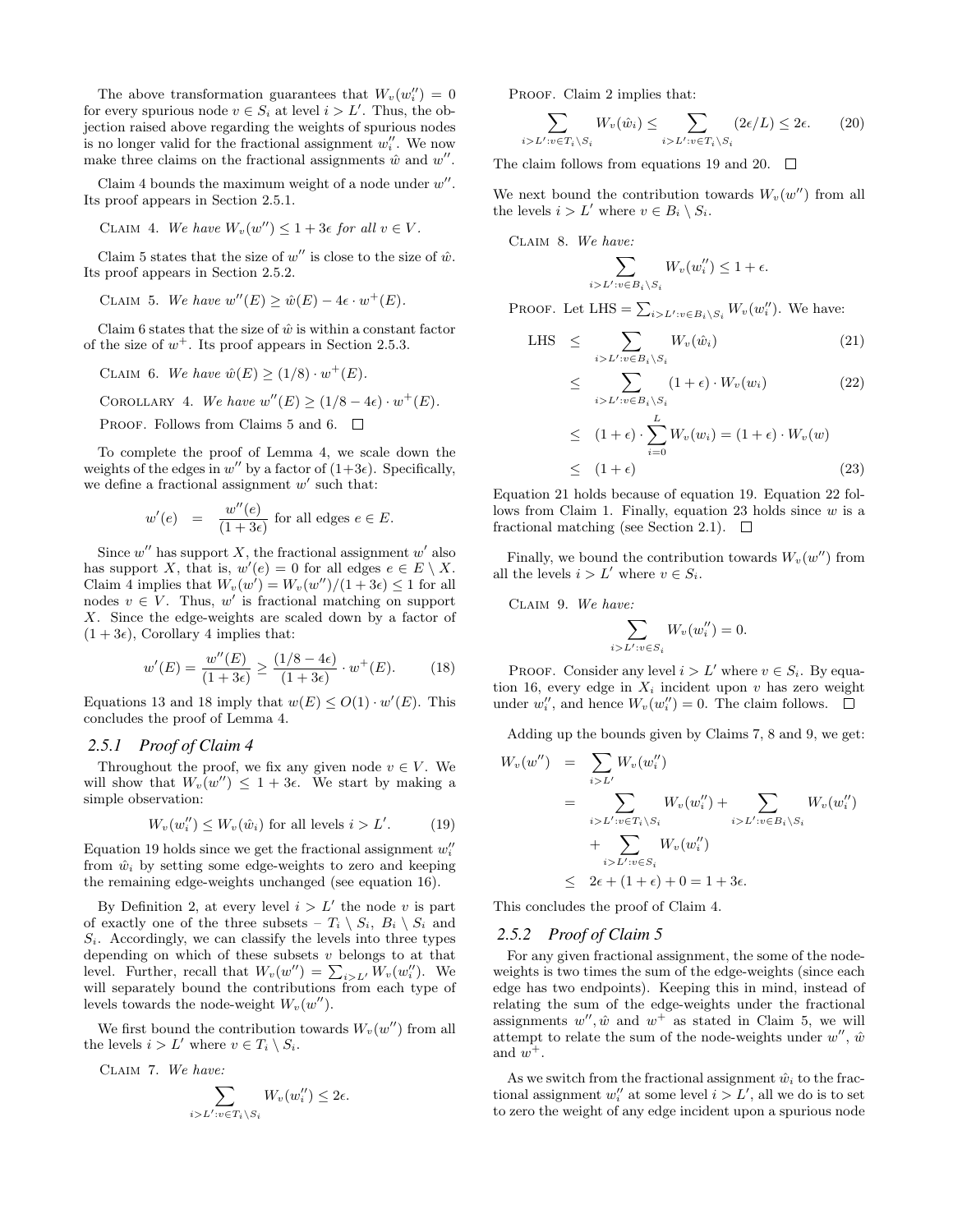The above transformation guarantees that $W_v(w''_i) = 0$ for every spurious node $v \in S_i$ at level $i > L'$. Thus, the objection raised above regarding the weights of spurious nodes is no longer valid for the fractional assignment $w''_i$. We now make three claims on the fractional assignments $\hat{w}$ and $w''$.

Claim 4 bounds the maximum weight of a node under $w''$. Its proof appears in Section 2.5.1.

CLAIM 4. *We have $W_v(w'') \leq 1 + 3\epsilon$ for all $v \in V$.*

Claim 5 states that the size of $w''$ is close to the size of $\hat{w}$. Its proof appears in Section 2.5.2.

CLAIM 5. *We have $w''(E) \geq \hat{w}(E) - 4\epsilon \cdot w^+(E)$.*

Claim 6 states that the size of $\hat{w}$ is within a constant factor of the size of $w^+$. Its proof appears in Section 2.5.3.

CLAIM 6. *We have $\hat{w}(E) \geq (1/8) \cdot w^+(E)$.*

COROLLARY 4. *We have $w''(E) \geq (1/8 - 4\epsilon) \cdot w^+(E)$.*

PROOF. Follows from Claims 5 and 6. $\square$

To complete the proof of Lemma 4, we scale down the weights of the edges in $w''$ by a factor of $(1+3\epsilon)$. Specifically, we define a fractional assignment $w'$ such that:

$$w'(e) \quad = \quad \frac{w''(e)}{(1+3\epsilon)} \text{ for all edges } e \in E.$$

Since $w''$ has support $X$, the fractional assignment $w'$ also has support $X$, that is, $w'(e) = 0$ for all edges $e \in E \setminus X$. Claim 4 implies that $W_v(w') = W_v(w'')/(1+3\epsilon) \leq 1$ for all nodes $v \in V$. Thus, $w'$ is fractional matching on support $X$. Since the edge-weights are scaled down by a factor of $(1+3\epsilon)$, Corollary 4 implies that:

$$w'(E) = \frac{w''(E)}{(1+3\epsilon)} \geq \frac{(1/8 - 4\epsilon)}{(1+3\epsilon)} \cdot w^+(E). \tag{18}$$

Equations 13 and 18 imply that $w(E) \leq O(1) \cdot w'(E)$. This concludes the proof of Lemma 4.

### 2.5.1 Proof of Claim 4

Throughout the proof, we fix any given node $v \in V$. We will show that $W_v(w'') \leq 1 + 3\epsilon$. We start by making a simple observation:

$$W_v(w''_i) \leq W_v(\hat{w}_i) \text{ for all levels } i > L'. \tag{19}$$

Equation 19 holds since we get the fractional assignment $w''_i$ from $\hat{w}_i$ by setting some edge-weights to zero and keeping the remaining edge-weights unchanged (see equation 16).

By Definition 2, at every level $i > L'$ the node $v$ is part of exactly one of the three subsets – $T_i \setminus S_i$, $B_i \setminus S_i$ and $S_i$. Accordingly, we can classify the levels into three types depending on which of these subsets $v$ belongs to at that level. Further, recall that $W_v(w'') = \sum_{i > L'} W_v(w''_i)$. We will separately bound the contributions from each type of levels towards the node-weight $W_v(w'')$.

We first bound the contribution towards $W_v(w'')$ from all the levels $i > L'$ where $v \in T_i \setminus S_i$.

CLAIM 7. *We have:*

$$\sum_{i > L' : v \in T_i \setminus S_i} W_v(w''_i) \leq 2\epsilon.$$

PROOF. Claim 2 implies that:

$$\sum_{i > L' : v \in T_i \setminus S_i} W_v(\hat{w}_i) \leq \sum_{i > L' : v \in T_i \setminus S_i} (2\epsilon/L) \leq 2\epsilon. \tag{20}$$

The claim follows from equations 19 and 20. $\square$

We next bound the contribution towards $W_v(w'')$ from all the levels $i > L'$ where $v \in B_i \setminus S_i$.

CLAIM 8. *We have:*

$$\sum_{i > L' : v \in B_i \setminus S_i} W_v(w''_i) \leq 1 + \epsilon.$$

PROOF. Let $\text{LHS} = \sum_{i > L' : v \in B_i \setminus S_i} W_v(w''_i)$. We have:

$$\begin{aligned}
\text{LHS} &\leq \sum_{i > L' : v \in B_i \setminus S_i} W_v(\hat{w}_i) && (21)\\
&\leq \sum_{i > L' : v \in B_i \setminus S_i} (1+\epsilon) \cdot W_v(w_i) && (22)\\
&\leq (1+\epsilon) \cdot \sum_{i=0}^{L} W_v(w_i) = (1+\epsilon) \cdot W_v(w) &&\\
&\leq (1+\epsilon) && (23)
\end{aligned}$$

Equation 21 holds because of equation 19. Equation 22 follows from Claim 1. Finally, equation 23 holds since $w$ is a fractional matching (see Section 2.1). $\square$

Finally, we bound the contribution towards $W_v(w'')$ from all the levels $i > L'$ where $v \in S_i$.

CLAIM 9. *We have:*

$$\sum_{i > L' : v \in S_i} W_v(w''_i) = 0.$$

PROOF. Consider any level $i > L'$ where $v \in S_i$. By equation 16, every edge in $X_i$ incident upon $v$ has zero weight under $w''_i$, and hence $W_v(w''_i) = 0$. The claim follows. $\square$

Adding up the bounds given by Claims 7, 8 and 9, we get:

$$\begin{aligned}
W_v(w'') &= \sum_{i > L'} W_v(w''_i)\\
&= \sum_{i > L' : v \in T_i \setminus S_i} W_v(w''_i) + \sum_{i > L' : v \in B_i \setminus S_i} W_v(w''_i)\\
&\quad + \sum_{i > L' : v \in S_i} W_v(w''_i)\\
&\leq 2\epsilon + (1+\epsilon) + 0 = 1 + 3\epsilon.
\end{aligned}$$

This concludes the proof of Claim 4.

### 2.5.2 Proof of Claim 5

For any given fractional assignment, the some of the node-weights is two times the sum of the edge-weights (since each edge has two endpoints). Keeping this in mind, instead of relating the sum of the edge-weights under the fractional assignments $w''$, $\hat{w}$ and $w^+$ as stated in Claim 5, we will attempt to relate the sum of the node-weights under $w''$, $\hat{w}$ and $w^+$.

As we switch from the fractional assignment $\hat{w}_i$ to the fractional assignment $w''_i$ at some level $i > L'$, all we do is to set to zero the weight of any edge incident upon a spurious node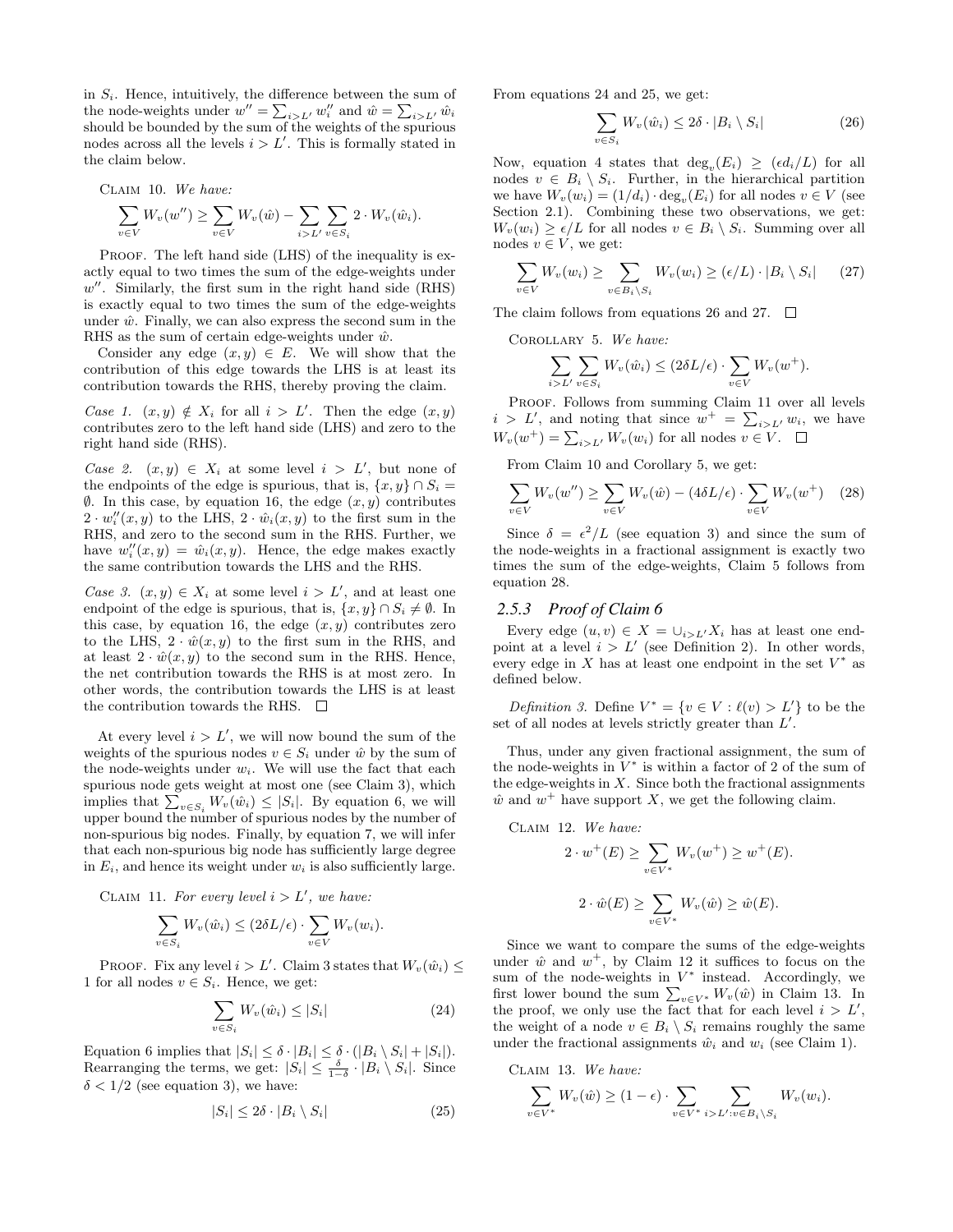in $S_i$. Hence, intuitively, the difference between the sum of the node-weights under $w'' = \sum_{i>L'} w''_i$ and $\hat{w} = \sum_{i>L'} \hat{w}_i$ should be bounded by the sum of the weights of the spurious nodes across all the levels $i > L'$. This is formally stated in the claim below.

Claim 10. *We have:*

$$\sum_{v \in V} W_v(w'') \geq \sum_{v \in V} W_v(\hat{w}) - \sum_{i>L'} \sum_{v \in S_i} 2 \cdot W_v(\hat{w}_i).$$

Proof. The left hand side (LHS) of the inequality is exactly equal to two times the sum of the edge-weights under $w''$. Similarly, the first sum in the right hand side (RHS) is exactly equal to two times the sum of the edge-weights under $\hat{w}$. Finally, we can also express the second sum in the RHS as the sum of certain edge-weights under $\hat{w}$.

Consider any edge $(x, y) \in E$. We will show that the contribution of this edge towards the LHS is at least its contribution towards the RHS, thereby proving the claim.

*Case 1.* $(x, y) \notin X_i$ for all $i > L'$. Then the edge $(x, y)$ contributes zero to the left hand side (LHS) and zero to the right hand side (RHS).

*Case 2.* $(x, y) \in X_i$ at some level $i > L'$, but none of the endpoints of the edge is spurious, that is, $\{x, y\} \cap S_i = \emptyset$. In this case, by equation 16, the edge $(x, y)$ contributes $2 \cdot w''_i(x, y)$ to the LHS, $2 \cdot \hat{w}_i(x, y)$ to the first sum in the RHS, and zero to the second sum in the RHS. Further, we have $w''_i(x, y) = \hat{w}_i(x, y)$. Hence, the edge makes exactly the same contribution towards the LHS and the RHS.

*Case 3.* $(x, y) \in X_i$ at some level $i > L'$, and at least one endpoint of the edge is spurious, that is, $\{x, y\} \cap S_i \neq \emptyset$. In this case, by equation 16, the edge $(x, y)$ contributes zero to the LHS, $2 \cdot \hat{w}(x, y)$ to the first sum in the RHS, and at least $2 \cdot \hat{w}(x, y)$ to the second sum in the RHS. Hence, the net contribution towards the RHS is at most zero. In other words, the contribution towards the LHS is at least the contribution towards the RHS. □

At every level $i > L'$, we will now bound the sum of the weights of the spurious nodes $v \in S_i$ under $\hat{w}$ by the sum of the node-weights under $w_i$. We will use the fact that each spurious node gets weight at most one (see Claim 3), which implies that $\sum_{v \in S_i} W_v(\hat{w}_i) \leq |S_i|$. By equation 6, we will upper bound the number of spurious nodes by the number of non-spurious big nodes. Finally, by equation 7, we will infer that each non-spurious big node has sufficiently large degree in $E_i$, and hence its weight under $w_i$ is also sufficiently large.

Claim 11. *For every level $i > L'$, we have:*

$$\sum_{v \in S_i} W_v(\hat{w}_i) \leq (2\delta L/\epsilon) \cdot \sum_{v \in V} W_v(w_i).$$

Proof. Fix any level $i > L'$. Claim 3 states that $W_v(\hat{w}_i) \leq 1$ for all nodes $v \in S_i$. Hence, we get:

$$\sum_{v \in S_i} W_v(\hat{w}_i) \leq |S_i| \tag{24}$$

Equation 6 implies that $|S_i| \leq \delta \cdot |B_i| \leq \delta \cdot (|B_i \setminus S_i| + |S_i|)$. Rearranging the terms, we get: $|S_i| \leq \frac{\delta}{1-\delta} \cdot |B_i \setminus S_i|$. Since $\delta < 1/2$ (see equation 3), we have:

$$|S_i| \leq 2\delta \cdot |B_i \setminus S_i| \tag{25}$$

From equations 24 and 25, we get:

$$\sum_{v \in S_i} W_v(\hat{w}_i) \leq 2\delta \cdot |B_i \setminus S_i| \tag{26}$$

Now, equation 4 states that $\deg_v(E_i) \geq (\epsilon d_i/L)$ for all nodes $v \in B_i \setminus S_i$. Further, in the hierarchical partition we have $W_v(w_i) = (1/d_i) \cdot \deg_v(E_i)$ for all nodes $v \in V$ (see Section 2.1). Combining these two observations, we get: $W_v(w_i) \geq \epsilon/L$ for all nodes $v \in B_i \setminus S_i$. Summing over all nodes $v \in V$, we get:

$$\sum_{v \in V} W_v(w_i) \geq \sum_{v \in B_i \setminus S_i} W_v(w_i) \geq (\epsilon/L) \cdot |B_i \setminus S_i| \tag{27}$$

The claim follows from equations 26 and 27. □

Corollary 5. *We have:*

$$\sum_{i>L'} \sum_{v \in S_i} W_v(\hat{w}_i) \leq (2\delta L/\epsilon) \cdot \sum_{v \in V} W_v(w^+).$$

Proof. Follows from summing Claim 11 over all levels $i > L'$, and noting that since $w^+ = \sum_{i>L'} w_i$, we have $W_v(w^+) = \sum_{i>L'} W_v(w_i)$ for all nodes $v \in V$. □

From Claim 10 and Corollary 5, we get:

$$\sum_{v \in V} W_v(w'') \geq \sum_{v \in V} W_v(\hat{w}) - (4\delta L/\epsilon) \cdot \sum_{v \in V} W_v(w^+) \tag{28}$$

Since $\delta = \epsilon^2/L$ (see equation 3) and since the sum of the node-weights in a fractional assignment is exactly two times the sum of the edge-weights, Claim 5 follows from equation 28.

### 2.5.3 Proof of Claim 6

Every edge $(u, v) \in X = \cup_{i>L'} X_i$ has at least one endpoint at a level $i > L'$ (see Definition 2). In other words, every edge in $X$ has at least one endpoint in the set $V^*$ as defined below.

*Definition 3.* Define $V^* = \{v \in V : \ell(v) > L'\}$ to be the set of all nodes at levels strictly greater than $L'$.

Thus, under any given fractional assignment, the sum of the node-weights in $V^*$ is within a factor of 2 of the sum of the edge-weights in $X$. Since both the fractional assignments $\hat{w}$ and $w^+$ have support $X$, we get the following claim.

Claim 12. *We have:*

$$2 \cdot w^+(E) \geq \sum_{v \in V^*} W_v(w^+) \geq w^+(E).$$

$$2 \cdot \hat{w}(E) \geq \sum_{v \in V^*} W_v(\hat{w}) \geq \hat{w}(E).$$

Since we want to compare the sums of the edge-weights under $\hat{w}$ and $w^+$, by Claim 12 it suffices to focus on the sum of the node-weights in $V^*$ instead. Accordingly, we first lower bound the sum $\sum_{v \in V^*} W_v(\hat{w})$ in Claim 13. In the proof, we only use the fact that for each level $i > L'$, the weight of a node $v \in B_i \setminus S_i$ remains roughly the same under the fractional assignments $\hat{w}_i$ and $w_i$ (see Claim 1).

Claim 13. *We have:*

$$\sum_{v \in V^*} W_v(\hat{w}) \geq (1 - \epsilon) \cdot \sum_{v \in V^*} \sum_{i>L' : v \in B_i \setminus S_i} W_v(w_i).$$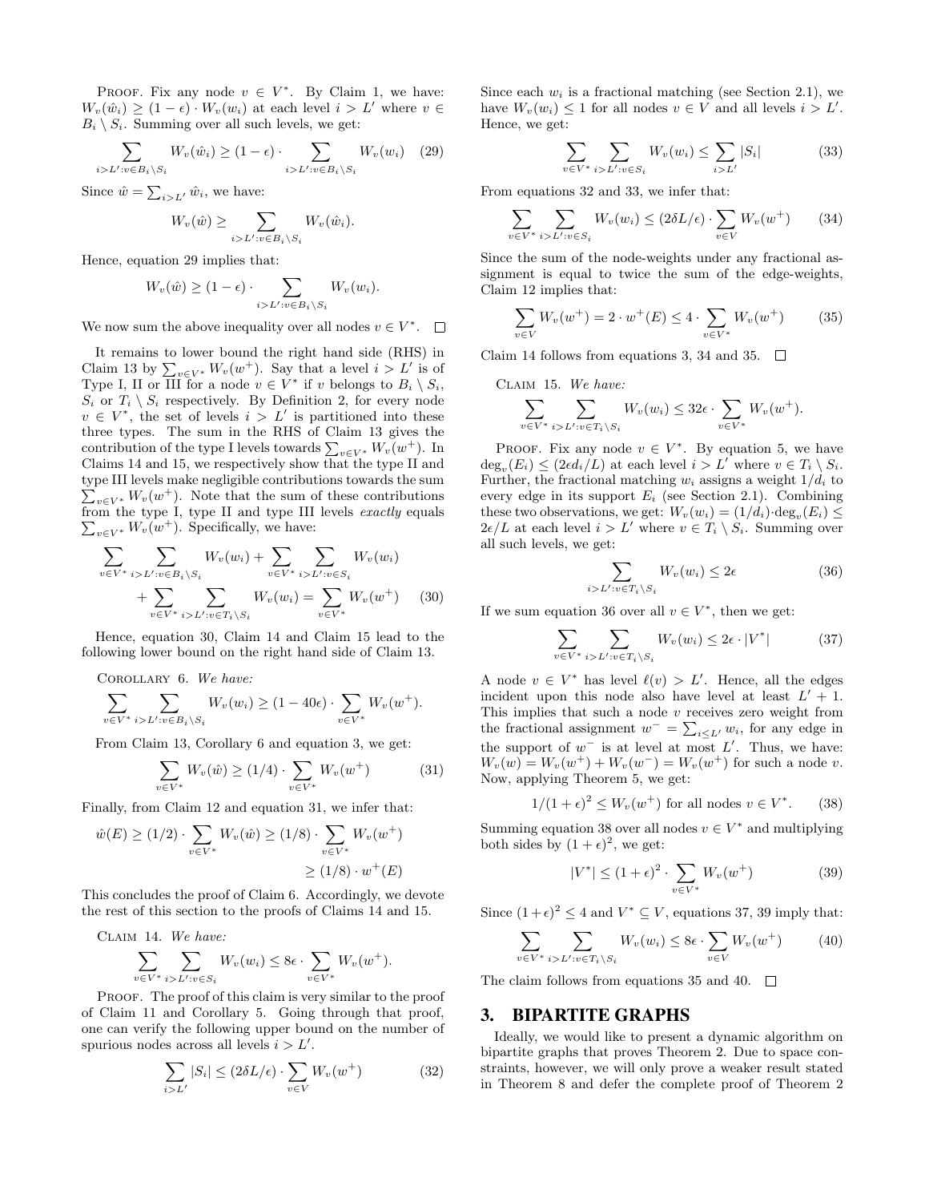PROOF. Fix any node $v \in V^*$. By Claim 1, we have: $W_v(\hat{w}_i) \geq (1-\epsilon) \cdot W_v(w_i)$ at each level $i > L'$ where $v \in B_i \setminus S_i$. Summing over all such levels, we get:

$$\sum_{i > L' : v \in B_i \setminus S_i} W_v(\hat{w}_i) \geq (1-\epsilon) \cdot \sum_{i > L' : v \in B_i \setminus S_i} W_v(w_i) \quad (29)$$

Since $\hat{w} = \sum_{i > L'} \hat{w}_i$, we have:

$$W_v(\hat{w}) \geq \sum_{i > L' : v \in B_i \setminus S_i} W_v(\hat{w}_i).$$

Hence, equation 29 implies that:

$$W_v(\hat{w}) \geq (1-\epsilon) \cdot \sum_{i > L' : v \in B_i \setminus S_i} W_v(w_i).$$

We now sum the above inequality over all nodes $v \in V^*$. $\square$

It remains to lower bound the right hand side (RHS) in Claim 13 by $\sum_{v \in V^*} W_v(w^+)$. Say that a level $i > L'$ is of Type I, II or III for a node $v \in V^*$ if $v$ belongs to $B_i \setminus S_i$, $S_i$ or $T_i \setminus S_i$ respectively. By Definition 2, for every node $v \in V^*$, the set of levels $i > L'$ is partitioned into these three types. The sum in the RHS of Claim 13 gives the contribution of the type I levels towards $\sum_{v \in V^*} W_v(w^+)$. In Claims 14 and 15, we respectively show that the type II and type III levels make negligible contributions towards the sum $\sum_{v \in V^*} W_v(w^+)$. Note that the sum of these contributions from the type I, type II and type III levels *exactly* equals $\sum_{v \in V^*} W_v(w^+)$. Specifically, we have:

$$\sum_{v \in V^*} \sum_{i > L' : v \in B_i \setminus S_i} W_v(w_i) + \sum_{v \in V^*} \sum_{i > L' : v \in S_i} W_v(w_i) + \sum_{v \in V^*} \sum_{i > L' : v \in T_i \setminus S_i} W_v(w_i) = \sum_{v \in V^*} W_v(w^+) \quad (30)$$

Hence, equation 30, Claim 14 and Claim 15 lead to the following lower bound on the right hand side of Claim 13.

COROLLARY 6. *We have:*

$$\sum_{v \in V^*} \sum_{i > L' : v \in B_i \setminus S_i} W_v(w_i) \geq (1 - 40\epsilon) \cdot \sum_{v \in V^*} W_v(w^+).$$

From Claim 13, Corollary 6 and equation 3, we get:

$$\sum_{v \in V^*} W_v(\hat{w}) \geq (1/4) \cdot \sum_{v \in V^*} W_v(w^+) \quad (31)$$

Finally, from Claim 12 and equation 31, we infer that:

$$\hat{w}(E) \geq (1/2) \cdot \sum_{v \in V^*} W_v(\hat{w}) \geq (1/8) \cdot \sum_{v \in V^*} W_v(w^+) \geq (1/8) \cdot w^+(E)$$

This concludes the proof of Claim 6. Accordingly, we devote the rest of this section to the proofs of Claims 14 and 15.

CLAIM 14. *We have:*

$$\sum_{v \in V^*} \sum_{i > L' : v \in S_i} W_v(w_i) \leq 8\epsilon \cdot \sum_{v \in V^*} W_v(w^+).$$

PROOF. The proof of this claim is very similar to the proof of Claim 11 and Corollary 5. Going through that proof, one can verify the following upper bound on the number of spurious nodes across all levels $i > L'$.

$$\sum_{i > L'} |S_i| \leq (2\delta L / \epsilon) \cdot \sum_{v \in V} W_v(w^+) \quad (32)$$

Since each $w_i$ is a fractional matching (see Section 2.1), we have $W_v(w_i) \leq 1$ for all nodes $v \in V$ and all levels $i > L'$. Hence, we get:

$$\sum_{v \in V^*} \sum_{i > L' : v \in S_i} W_v(w_i) \leq \sum_{i > L'} |S_i| \quad (33)$$

From equations 32 and 33, we infer that:

$$\sum_{v \in V^*} \sum_{i > L' : v \in S_i} W_v(w_i) \leq (2\delta L / \epsilon) \cdot \sum_{v \in V} W_v(w^+) \quad (34)$$

Since the sum of the node-weights under any fractional assignment is equal to twice the sum of the edge-weights, Claim 12 implies that:

$$\sum_{v \in V} W_v(w^+) = 2 \cdot w^+(E) \leq 4 \cdot \sum_{v \in V^*} W_v(w^+) \quad (35)$$

Claim 14 follows from equations 3, 34 and 35. $\square$

CLAIM 15. *We have:*

$$\sum_{v \in V^*} \sum_{i > L' : v \in T_i \setminus S_i} W_v(w_i) \leq 32\epsilon \cdot \sum_{v \in V^*} W_v(w^+).$$

PROOF. Fix any node $v \in V^*$. By equation 5, we have $\deg_v(E_i) \leq (2\epsilon d_i / L)$ at each level $i > L'$ where $v \in T_i \setminus S_i$. Further, the fractional matching $w_i$ assigns a weight $1/d_i$ to every edge in its support $E_i$ (see Section 2.1). Combining these two observations, we get: $W_v(w_i) = (1/d_i) \cdot \deg_v(E_i) \leq 2\epsilon / L$ at each level $i > L'$ where $v \in T_i \setminus S_i$. Summing over all such levels, we get:

$$\sum_{i > L' : v \in T_i \setminus S_i} W_v(w_i) \leq 2\epsilon \quad (36)$$

If we sum equation 36 over all $v \in V^*$, then we get:

$$\sum_{v \in V^*} \sum_{i > L' : v \in T_i \setminus S_i} W_v(w_i) \leq 2\epsilon \cdot |V^*| \quad (37)$$

A node $v \in V^*$ has level $\ell(v) > L'$. Hence, all the edges incident upon this node also have level at least $L' + 1$. This implies that such a node $v$ receives zero weight from the fractional assignment $w^- = \sum_{i \leq L'} w_i$, for any edge in the support of $w^-$ is at level at most $L'$. Thus, we have: $W_v(w) = W_v(w^+) + W_v(w^-) = W_v(w^+)$ for such a node $v$. Now, applying Theorem 5, we get:

$$1/(1+\epsilon)^2 \leq W_v(w^+) \text{ for all nodes } v \in V^*. \quad (38)$$

Summing equation 38 over all nodes $v \in V^*$ and multiplying both sides by $(1+\epsilon)^2$, we get:

$$|V^*| \leq (1+\epsilon)^2 \cdot \sum_{v \in V^*} W_v(w^+) \quad (39)$$

Since $(1+\epsilon)^2 \leq 4$ and $V^* \subseteq V$, equations 37, 39 imply that:

$$\sum_{v \in V^*} \sum_{i > L' : v \in T_i \setminus S_i} W_v(w_i) \leq 8\epsilon \cdot \sum_{v \in V} W_v(w^+) \quad (40)$$

The claim follows from equations 35 and 40. $\square$

## 3. BIPARTITE GRAPHS

Ideally, we would like to present a dynamic algorithm on bipartite graphs that proves Theorem 2. Due to space constraints, however, we will only prove a weaker result stated in Theorem 8 and defer the complete proof of Theorem 2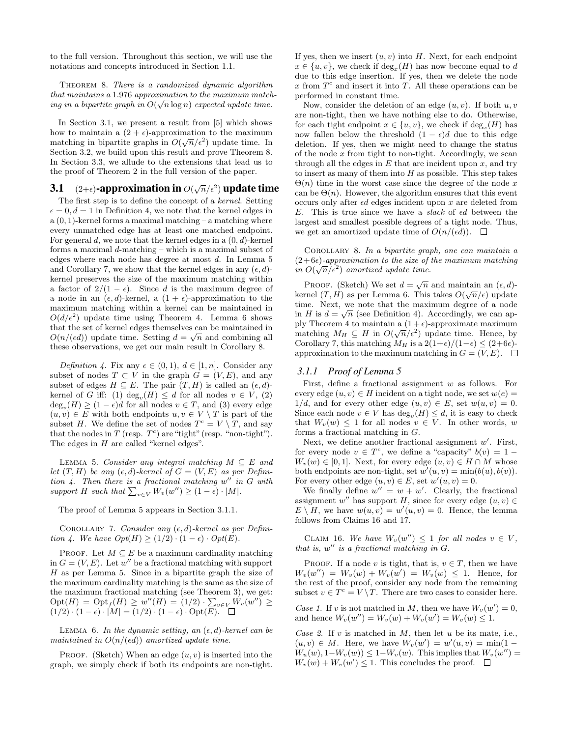to the full version. Throughout this section, we will use the notations and concepts introduced in Section 1.1.

THEOREM 8. *There is a randomized dynamic algorithm that maintains a* 1.976 *approximation to the maximum matching in a bipartite graph in* $O(\sqrt{n}\log n)$ *expected update time.*

In Section 3.1, we present a result from [5] which shows how to maintain a $(2+\epsilon)$-approximation to the maximum matching in bipartite graphs in $O(\sqrt{n}/\epsilon^2)$ update time. In Section 3.2, we build upon this result and prove Theorem 8. In Section 3.3, we allude to the extensions that lead us to the proof of Theorem 2 in the full version of the paper.

## 3.1 $(2+\epsilon)$-approximation in $O(\sqrt{n}/\epsilon^2)$ update time

The first step is to define the concept of a *kernel*. Setting $\epsilon = 0, d = 1$ in Definition 4, we note that the kernel edges in a $(0,1)$-kernel forms a maximal matching – a matching where every unmatched edge has at least one matched endpoint. For general $d$, we note that the kernel edges in a $(0,d)$-kernel forms a maximal $d$-matching – which is a maximal subset of edges where each node has degree at most $d$. In Lemma 5 and Corollary 7, we show that the kernel edges in any $(\epsilon,d)$-kernel preserves the size of the maximum matching within a factor of $2/(1-\epsilon)$. Since $d$ is the maximum degree of a node in an $(\epsilon,d)$-kernel, a $(1+\epsilon)$-approximation to the maximum matching within a kernel can be maintained in $O(d/\epsilon^2)$ update time using Theorem 4. Lemma 6 shows that the set of kernel edges themselves can be maintained in $O(n/(\epsilon d))$ update time. Setting $d = \sqrt{n}$ and combining all these observations, we get our main result in Corollary 8.

*Definition 4.* Fix any $\epsilon \in (0,1)$, $d \in [1,n]$. Consider any subset of nodes $T \subset V$ in the graph $G = (V,E)$, and any subset of edges $H \subseteq E$. The pair $(T,H)$ is called an $(\epsilon,d)$-kernel of $G$ iff: (1) $\deg_v(H) \leq d$ for all nodes $v \in V$, (2) $\deg_v(H) \geq (1-\epsilon)d$ for all nodes $v \in T$, and (3) every edge $(u,v) \in E$ with both endpoints $u,v \in V \setminus T$ is part of the subset $H$. We define the set of nodes $T^c = V \setminus T$, and say that the nodes in $T$ (resp. $T^c$) are "tight" (resp. "non-tight"). The edges in $H$ are called "kernel edges".

LEMMA 5. *Consider any integral matching* $M \subseteq E$ *and let* $(T,H)$ *be any* $(\epsilon,d)$*-kernel of* $G = (V,E)$ *as per Definition 4. Then there is a fractional matching* $w''$ *in* $G$ *with support* $H$ *such that* $\sum_{v\in V} W_v(w'') \geq (1-\epsilon)\cdot|M|$.

The proof of Lemma 5 appears in Section 3.1.1.

COROLLARY 7. *Consider any* $(\epsilon,d)$*-kernel as per Definition 4. We have* $Opt(H) \geq (1/2)\cdot(1-\epsilon)\cdot Opt(E)$.

PROOF. Let $M \subseteq E$ be a maximum cardinality matching in $G = (V,E)$. Let $w''$ be a fractional matching with support $H$ as per Lemma 5. Since in a bipartite graph the size of the maximum cardinality matching is the same as the size of the maximum fractional matching (see Theorem 3), we get: $\text{Opt}(H) = \text{Opt}_f(H) \geq w''(H) = (1/2)\cdot\sum_{v\in V} W_v(w'') \geq (1/2)\cdot(1-\epsilon)\cdot|M| = (1/2)\cdot(1-\epsilon)\cdot\text{Opt}(E)$. $\square$

LEMMA 6. *In the dynamic setting, an* $(\epsilon,d)$*-kernel can be maintained in* $O(n/(\epsilon d))$ *amortized update time.*

PROOF. (Sketch) When an edge $(u,v)$ is inserted into the graph, we simply check if both its endpoints are non-tight. If yes, then we insert $(u,v)$ into $H$. Next, for each endpoint $x \in \{u,v\}$, we check if $\deg_x(H)$ has now become equal to $d$ due to this edge insertion. If yes, then we delete the node $x$ from $T^c$ and insert it into $T$. All these operations can be performed in constant time.

Now, consider the deletion of an edge $(u,v)$. If both $u,v$ are non-tight, then we have nothing else to do. Otherwise, for each tight endpoint $x \in \{u,v\}$, we check if $\deg_x(H)$ has now fallen below the threshold $(1-\epsilon)d$ due to this edge deletion. If yes, then we might need to change the status of the node $x$ from tight to non-tight. Accordingly, we scan through all the edges in $E$ that are incident upon $x$, and try to insert as many of them into $H$ as possible. This step takes $\Theta(n)$ time in the worst case since the degree of the node $x$ can be $\Theta(n)$. However, the algorithm ensures that this event occurs only after $\epsilon d$ edges incident upon $x$ are deleted from $E$. This is true since we have a *slack* of $\epsilon d$ between the largest and smallest possible degrees of a tight node. Thus, we get an amortized update time of $O(n/(\epsilon d))$. $\square$

COROLLARY 8. *In a bipartite graph, one can maintain a* $(2+6\epsilon)$*-approximation to the size of the maximum matching in* $O(\sqrt{n}/\epsilon^2)$ *amortized update time.*

PROOF. (Sketch) We set $d = \sqrt{n}$ and maintain an $(\epsilon,d)$-kernel $(T,H)$ as per Lemma 6. This takes $O(\sqrt{n}/\epsilon)$ update time. Next, we note that the maximum degree of a node in $H$ is $d = \sqrt{n}$ (see Definition 4). Accordingly, we can apply Theorem 4 to maintain a $(1+\epsilon)$-approximate maximum matching $M_H \subseteq H$ in $O(\sqrt{n}/\epsilon^2)$ update time. Hence, by Corollary 7, this matching $M_H$ is a $2(1+\epsilon)/(1-\epsilon) \leq (2+6\epsilon)$-approximation to the maximum matching in $G = (V,E)$. $\square$

### 3.1.1 Proof of Lemma 5

First, define a fractional assignment $w$ as follows. For every edge $(u,v) \in H$ incident on a tight node, we set $w(e) = 1/d$, and for every other edge $(u,v) \in E$, set $w(u,v) = 0$. Since each node $v \in V$ has $\deg_v(H) \leq d$, it is easy to check that $W_v(w) \leq 1$ for all nodes $v \in V$. In other words, $w$ forms a fractional matching in $G$.

Next, we define another fractional assignment $w'$. First, for every node $v \in T^c$, we define a "capacity" $b(v) = 1 - W_v(w) \in [0,1]$. Next, for every edge $(u,v) \in H \cap M$ whose both endpoints are non-tight, set $w'(u,v) = \min(b(u), b(v))$. For every other edge $(u,v) \in E$, set $w'(u,v) = 0$.

We finally define $w'' = w + w'$. Clearly, the fractional assignment $w''$ has support $H$, since for every edge $(u,v) \in E \setminus H$, we have $w(u,v) = w'(u,v) = 0$. Hence, the lemma follows from Claims 16 and 17.

CLAIM 16. *We have* $W_v(w'') \leq 1$ *for all nodes* $v \in V$*, that is,* $w''$ *is a fractional matching in* $G$.

PROOF. If a node $v$ is tight, that is, $v \in T$, then we have $W_v(w'') = W_v(w) + W_v(w') = W_v(w) \leq 1$. Hence, for the rest of the proof, consider any node from the remaining subset $v \in T^c = V \setminus T$. There are two cases to consider here.

*Case 1.* If $v$ is not matched in $M$, then we have $W_v(w') = 0$, and hence $W_v(w'') = W_v(w) + W_v(w') = W_v(w) \leq 1$.

*Case 2.* If $v$ is matched in $M$, then let $u$ be its mate, i.e., $(u,v) \in M$. Here, we have $W_v(w') = w'(u,v) = \min(1 - W_u(w), 1 - W_v(w)) \leq 1 - W_v(w)$. This implies that $W_v(w'') = W_v(w) + W_v(w') \leq 1$. This concludes the proof. $\square$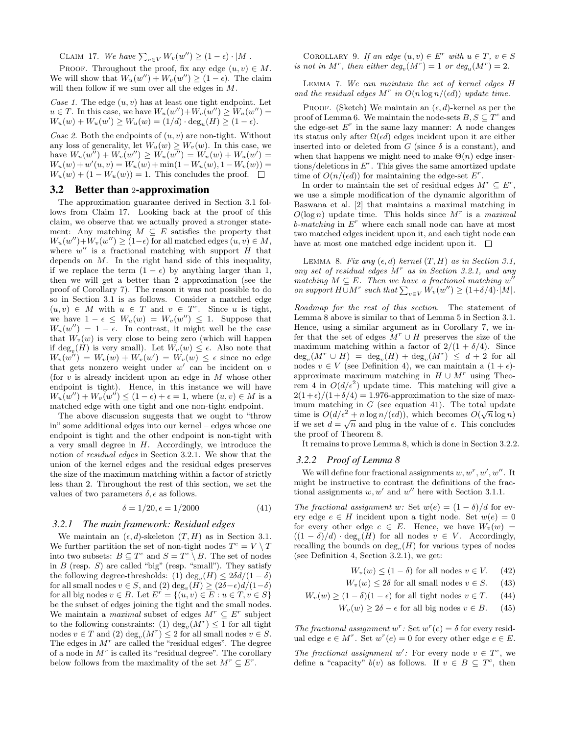CLAIM 17. *We have* $\sum_{v \in V} W_v(w'') \geq (1-\epsilon) \cdot |M|$.

PROOF. Throughout the proof, fix any edge $(u,v) \in M$. We will show that $W_u(w'') + W_v(w'') \geq (1-\epsilon)$. The claim will then follow if we sum over all the edges in $M$.

*Case 1.* The edge $(u,v)$ has at least one tight endpoint. Let $u \in T$. In this case, we have $W_u(w'')+W_v(w'') \geq W_u(w'') = W_u(w) + W_u(w') \geq W_u(w) = (1/d) \cdot \deg_u(H) \geq (1-\epsilon)$.

*Case 2.* Both the endpoints of $(u,v)$ are non-tight. Without any loss of generality, let $W_u(w) \geq W_v(w)$. In this case, we have $W_u(w'') + W_v(w'') \geq W_u(w'') = W_u(w) + W_u(w') = W_u(w) + w'(u,v) = W_u(w) + \min(1 - W_u(w), 1 - W_v(w)) = W_u(w) + (1 - W_u(w)) = 1$. This concludes the proof. □

## 3.2 Better than 2-approximation

The approximation guarantee derived in Section 3.1 follows from Claim 17. Looking back at the proof of this claim, we observe that we actually proved a stronger statement: Any matching $M \subseteq E$ satisfies the property that $W_u(w'')+W_v(w'') \geq (1-\epsilon)$ for all matched edges $(u,v) \in M$, where $w''$ is a fractional matching with support $H$ that depends on $M$. In the right hand side of this inequality, if we replace the term $(1-\epsilon)$ by anything larger than 1, then we will get a better than 2 approximation (see the proof of Corollary 7). The reason it was not possible to do so in Section 3.1 is as follows. Consider a matched edge $(u,v) \in M$ with $u \in T$ and $v \in T^c$. Since $u$ is tight, we have $1 - \epsilon \leq W_u(w) = W_v(w'') \leq 1$. Suppose that $W_u(w'') = 1 - \epsilon$. In contrast, it might well be the case that $W_v(w)$ is very close to being zero (which will happen if $\deg_v(H)$ is very small). Let $W_v(w) \leq \epsilon$. Also note that $W_v(w'') = W_v(w) + W_v(w') = W_v(w) \leq \epsilon$ since no edge that gets nonzero weight under $w'$ can be incident on $v$ (for $v$ is already incident upon an edge in $M$ whose other endpoint is tight). Hence, in this instance we will have $W_u(w'') + W_v(w'') \leq (1-\epsilon) + \epsilon = 1$, where $(u,v) \in M$ is a matched edge with one tight and one non-tight endpoint.

The above discussion suggests that we ought to "throw in" some additional edges into our kernel – edges whose one endpoint is tight and the other endpoint is non-tight with a very small degree in $H$. Accordingly, we introduce the notion of *residual edges* in Section 3.2.1. We show that the union of the kernel edges and the residual edges preserves the size of the maximum matching within a factor of strictly less than 2. Throughout the rest of this section, we set the values of two parameters $\delta, \epsilon$ as follows.

$$\delta = 1/20, \epsilon = 1/2000 \tag{41}$$

### 3.2.1 The main framework: Residual edges

We maintain an $(\epsilon, d)$-skeleton $(T, H)$ as in Section 3.1. We further partition the set of non-tight nodes $T^c = V \setminus T$ into two subsets: $B \subseteq T^c$ and $S = T^c \setminus B$. The set of nodes in $B$ (resp. $S$) are called "big" (resp. "small"). They satisfy the following degree-thresholds: (1) $\deg_v(H) \leq 2\delta d/(1-\delta)$ for all small nodes $v \in S$, and (2) $\deg_v(H) \geq (2\delta - \epsilon)d/(1-\delta)$ for all big nodes $v \in B$. Let $E^r = \{(u,v) \in E : u \in T, v \in S\}$ be the subset of edges joining the tight and the small nodes. We maintain a *maximal* subset of edges $M^r \subseteq E^r$ subject to the following constraints: (1) $\deg_v(M^r) \leq 1$ for all tight nodes $v \in T$ and (2) $\deg_v(M^r) \leq 2$ for all small nodes $v \in S$. The edges in $M^r$ are called the "residual edges". The degree of a node in $M^r$ is called its "residual degree". The corollary below follows from the maximality of the set $M^r \subseteq E^r$.

COROLLARY 9. *If an edge* $(u,v) \in E^r$ *with* $u \in T$, $v \in S$ *is not in* $M^r$, *then either* $\deg_v(M^r) = 1$ *or* $\deg_u(M^r) = 2$.

LEMMA 7. *We can maintain the set of kernel edges* $H$ *and the residual edges* $M^r$ *in* $O(n \log n/(\epsilon d))$ *update time.*

PROOF. (Sketch) We maintain an $(\epsilon, d)$-kernel as per the proof of Lemma 6. We maintain the node-sets $B, S \subseteq T^c$ and the edge-set $E^r$ in the same lazy manner: A node changes its status only after $\Omega(\epsilon d)$ edges incident upon it are either inserted into or deleted from $G$ (since $\delta$ is a constant), and when that happens we might need to make $\Theta(n)$ edge insertions/deletions in $E^r$. This gives the same amortized update time of $O(n/(\epsilon d))$ for maintaining the edge-set $E^r$.

In order to maintain the set of residual edges $M^r \subseteq E^r$, we use a simple modification of the dynamic algorithm of Baswana et al. [2] that maintains a maximal matching in $O(\log n)$ update time. This holds since $M^r$ is a *maximal* $b$*-matching* in $E^r$ where each small node can have at most two matched edges incident upon it, and each tight node can have at most one matched edge incident upon it. □

LEMMA 8. *Fix any* $(\epsilon, d)$ *kernel* $(T, H)$ *as in Section 3.1, any set of residual edges* $M^r$ *as in Section 3.2.1, and any matching* $M \subseteq E$. *Then we have a fractional matching* $w''$ *on support* $H \cup M^r$ *such that* $\sum_{v \in V} W_v(w'') \geq (1+\delta/4) \cdot |M|$.

*Roadmap for the rest of this section.* The statement of Lemma 8 above is similar to that of Lemma 5 in Section 3.1. Hence, using a similar argument as in Corollary 7, we infer that the set of edges $M^r \cup H$ preserves the size of the maximum matching within a factor of $2/(1+\delta/4)$. Since $\deg_v(M^r \cup H) = \deg_v(H) + \deg_v(M^r) \leq d + 2$ for all nodes $v \in V$ (see Definition 4), we can maintain a $(1+\epsilon)$-approximate maximum matching in $H \cup M^r$ using Theorem 4 in $O(d/\epsilon^2)$ update time. This matching will give a $2(1+\epsilon)/(1+\delta/4) = 1.976$-approximation to the size of maximum matching in $G$ (see equation 41). The total update time is $O(d/\epsilon^2 + n \log n/(\epsilon d))$, which becomes $O(\sqrt{n} \log n)$ if we set $d = \sqrt{n}$ and plug in the value of $\epsilon$. This concludes the proof of Theorem 8.

It remains to prove Lemma 8, which is done in Section 3.2.2.

### 3.2.2 Proof of Lemma 8

We will define four fractional assignments $w, w^r, w', w''$. It might be instructive to contrast the definitions of the fractional assignments $w, w'$ and $w''$ here with Section 3.1.1.

*The fractional assignment* $w$*:* Set $w(e) = (1-\delta)/d$ for every edge $e \in H$ incident upon a tight node. Set $w(e) = 0$ for every other edge $e \in E$. Hence, we have $W_v(w) = ((1-\delta)/d) \cdot \deg_v(H)$ for all nodes $v \in V$. Accordingly, recalling the bounds on $\deg_v(H)$ for various types of nodes (see Definition 4, Section 3.2.1), we get:

$$W_v(w) \leq (1-\delta) \text{ for all nodes } v \in V. \tag{42}$$

$$W_v(w) \leq 2\delta \text{ for all small nodes } v \in S. \tag{43}$$

$$W_v(w) \geq (1-\delta)(1-\epsilon) \text{ for all tight nodes } v \in T. \tag{44}$$

$$W_v(w) \geq 2\delta - \epsilon \text{ for all big nodes } v \in B. \tag{45}$$

*The fractional assignment* $w^r$*:* Set $w^r(e) = \delta$ for every residual edge $e \in M^r$. Set $w^r(e) = 0$ for every other edge $e \in E$.

*The fractional assignment* $w'$*:* For every node $v \in T^c$, we define a "capacity" $b(v)$ as follows. If $v \in B \subseteq T^c$, then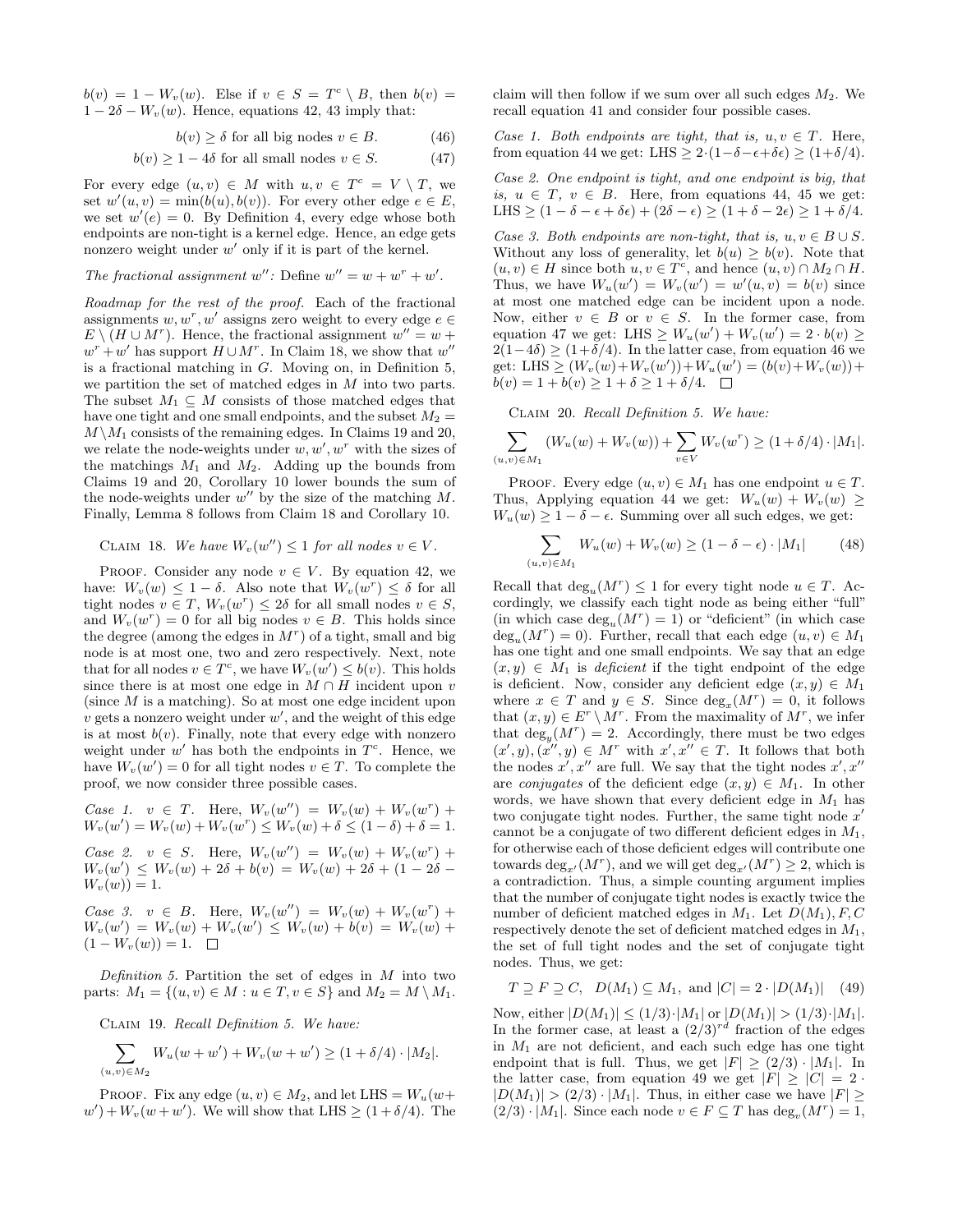$b(v) = 1 - W_v(w)$. Else if $v \in S = T^c \setminus B$, then $b(v) = 1 - 2\delta - W_v(w)$. Hence, equations 42, 43 imply that:

$$b(v) \geq \delta \text{ for all big nodes } v \in B. \tag{46}$$

$$b(v) \geq 1 - 4\delta \text{ for all small nodes } v \in S. \tag{47}$$

For every edge $(u,v) \in M$ with $u, v \in T^c = V \setminus T$, we set $w'(u,v) = \min(b(u), b(v))$. For every other edge $e \in E$, we set $w'(e) = 0$. By Definition 4, every edge whose both endpoints are non-tight is a kernel edge. Hence, an edge gets nonzero weight under $w'$ only if it is part of the kernel.

*The fractional assignment $w''$:* Define $w'' = w + w^r + w'$.

*Roadmap for the rest of the proof.* Each of the fractional assignments $w, w^r, w'$ assigns zero weight to every edge $e \in E \setminus (H \cup M^r)$. Hence, the fractional assignment $w'' = w + w^r + w'$ has support $H \cup M^r$. In Claim 18, we show that $w''$ is a fractional matching in $G$. Moving on, in Definition 5, we partition the set of matched edges in $M$ into two parts. The subset $M_1 \subseteq M$ consists of those matched edges that have one tight and one small endpoints, and the subset $M_2 = M \setminus M_1$ consists of the remaining edges. In Claims 19 and 20, we relate the node-weights under $w, w', w^r$ with the sizes of the matchings $M_1$ and $M_2$. Adding up the bounds from Claims 19 and 20, Corollary 10 lower bounds the sum of the node-weights under $w''$ by the size of the matching $M$. Finally, Lemma 8 follows from Claim 18 and Corollary 10.

CLAIM 18. *We have $W_v(w'') \leq 1$ for all nodes $v \in V$.*

PROOF. Consider any node $v \in V$. By equation 42, we have: $W_v(w) \leq 1 - \delta$. Also note that $W_v(w^r) \leq \delta$ for all tight nodes $v \in T$, $W_v(w^r) \leq 2\delta$ for all small nodes $v \in S$, and $W_v(w^r) = 0$ for all big nodes $v \in B$. This holds since the degree (among the edges in $M^r$) of a tight, small and big node is at most one, two and zero respectively. Next, note that for all nodes $v \in T^c$, we have $W_v(w') \leq b(v)$. This holds since there is at most one edge in $M \cap H$ incident upon $v$ (since $M$ is a matching). So at most one edge incident upon $v$ gets a nonzero weight under $w'$, and the weight of this edge is at most $b(v)$. Finally, note that every edge with nonzero weight under $w'$ has both the endpoints in $T^c$. Hence, we have $W_v(w') = 0$ for all tight nodes $v \in T$. To complete the proof, we now consider three possible cases.

*Case 1. $v \in T$.* Here, $W_v(w'') = W_v(w) + W_v(w^r) + W_v(w') = W_v(w) + W_v(w^r) \leq W_v(w) + \delta \leq (1-\delta) + \delta = 1$.

*Case 2. $v \in S$.* Here, $W_v(w'') = W_v(w) + W_v(w^r) + W_v(w') \leq W_v(w) + 2\delta + b(v) = W_v(w) + 2\delta + (1 - 2\delta - W_v(w)) = 1$.

*Case 3. $v \in B$.* Here, $W_v(w'') = W_v(w) + W_v(w^r) + W_v(w') = W_v(w) + W_v(w') \leq W_v(w) + b(v) = W_v(w) + (1 - W_v(w)) = 1$. $\square$

*Definition 5.* Partition the set of edges in $M$ into two parts: $M_1 = \{(u,v) \in M : u \in T, v \in S\}$ and $M_2 = M \setminus M_1$.

CLAIM 19. *Recall Definition 5. We have:*

$$\sum_{(u,v) \in M_2} W_u(w + w') + W_v(w + w') \geq (1 + \delta/4) \cdot |M_2|.$$

PROOF. Fix any edge $(u,v) \in M_2$, and let LHS $= W_u(w + w') + W_v(w + w')$. We will show that LHS $\geq (1 + \delta/4)$. The claim will then follow if we sum over all such edges $M_2$. We recall equation 41 and consider four possible cases.

*Case 1. Both endpoints are tight, that is, $u, v \in T$.* Here, from equation 44 we get: LHS $\geq 2 \cdot (1 - \delta - \epsilon + \delta\epsilon) \geq (1 + \delta/4)$.

*Case 2. One endpoint is tight, and one endpoint is big, that is, $u \in T$, $v \in B$.* Here, from equations 44, 45 we get: LHS $\geq (1 - \delta - \epsilon + \delta\epsilon) + (2\delta - \epsilon) \geq (1 + \delta - 2\epsilon) \geq 1 + \delta/4$.

*Case 3. Both endpoints are non-tight, that is, $u, v \in B \cup S$.* Without any loss of generality, let $b(u) \geq b(v)$. Note that $(u,v) \in H$ since both $u, v \in T^c$, and hence $(u,v) \in M_2 \cap H$. Thus, we have $W_u(w') = W_v(w') = w'(u,v) = b(v)$ since at most one matched edge can be incident upon a node. Now, either $v \in B$ or $v \in S$. In the former case, from equation 47 we get: LHS $\geq W_u(w') + W_v(w') = 2 \cdot b(v) \geq 2(1 - 4\delta) \geq (1 + \delta/4)$. In the latter case, from equation 46 we get: LHS $\geq (W_v(w) + W_v(w')) + W_u(w') = (b(v) + W_v(w)) + b(v) = 1 + b(v) \geq 1 + \delta \geq 1 + \delta/4$. $\square$

CLAIM 20. *Recall Definition 5. We have:*

$$\sum_{(u,v) \in M_1} (W_u(w) + W_v(w)) + \sum_{v \in V} W_v(w^r) \geq (1 + \delta/4) \cdot |M_1|.$$

PROOF. Every edge $(u,v) \in M_1$ has one endpoint $u \in T$. Thus, Applying equation 44 we get: $W_u(w) + W_v(w) \geq W_u(w) \geq 1 - \delta - \epsilon$. Summing over all such edges, we get:

$$\sum_{(u,v) \in M_1} W_u(w) + W_v(w) \geq (1 - \delta - \epsilon) \cdot |M_1| \tag{48}$$

Recall that $\deg_u(M^r) \leq 1$ for every tight node $u \in T$. Accordingly, we classify each tight node as being either "full" (in which case $\deg_u(M^r) = 1$) or "deficient" (in which case $\deg_u(M^r) = 0$). Further, recall that each edge $(u,v) \in M_1$ has one tight and one small endpoints. We say that an edge $(x,y) \in M_1$ is *deficient* if the tight endpoint of the edge is deficient. Now, consider any deficient edge $(x,y) \in M_1$ where $x \in T$ and $y \in S$. Since $\deg_x(M^r) = 0$, it follows that $(x,y) \in E^r \setminus M^r$. From the maximality of $M^r$, we infer that $\deg_y(M^r) = 2$. Accordingly, there must be two edges $(x', y), (x'', y) \in M^r$ with $x', x'' \in T$. It follows that both the nodes $x', x''$ are full. We say that the tight nodes $x', x''$ are *conjugates* of the deficient edge $(x,y) \in M_1$. In other words, we have shown that every deficient edge in $M_1$ has two conjugate tight nodes. Further, the same tight node $x'$ cannot be a conjugate of two different deficient edges in $M_1$, for otherwise each of those deficient edges will contribute one towards $\deg_{x'}(M^r)$, and we will get $\deg_{x'}(M^r) \geq 2$, which is a contradiction. Thus, a simple counting argument implies that the number of conjugate tight nodes is exactly twice the number of deficient matched edges in $M_1$. Let $D(M_1), F, C$ respectively denote the set of deficient matched edges in $M_1$, the set of full tight nodes and the set of conjugate tight nodes. Thus, we get:

$$T \supseteq F \supseteq C, \quad D(M_1) \subseteq M_1, \text{ and } |C| = 2 \cdot |D(M_1)| \tag{49}$$

Now, either $|D(M_1)| \leq (1/3) \cdot |M_1|$ or $|D(M_1)| > (1/3) \cdot |M_1|$. In the former case, at least a $(2/3)^{rd}$ fraction of the edges in $M_1$ are not deficient, and each such edge has one tight endpoint that is full. Thus, we get $|F| \geq (2/3) \cdot |M_1|$. In the latter case, from equation 49 we get $|F| \geq |C| = 2 \cdot |D(M_1)| > (2/3) \cdot |M_1|$. Thus, in either case we have $|F| \geq (2/3) \cdot |M_1|$. Since each node $v \in F \subseteq T$ has $\deg_v(M^r) = 1$,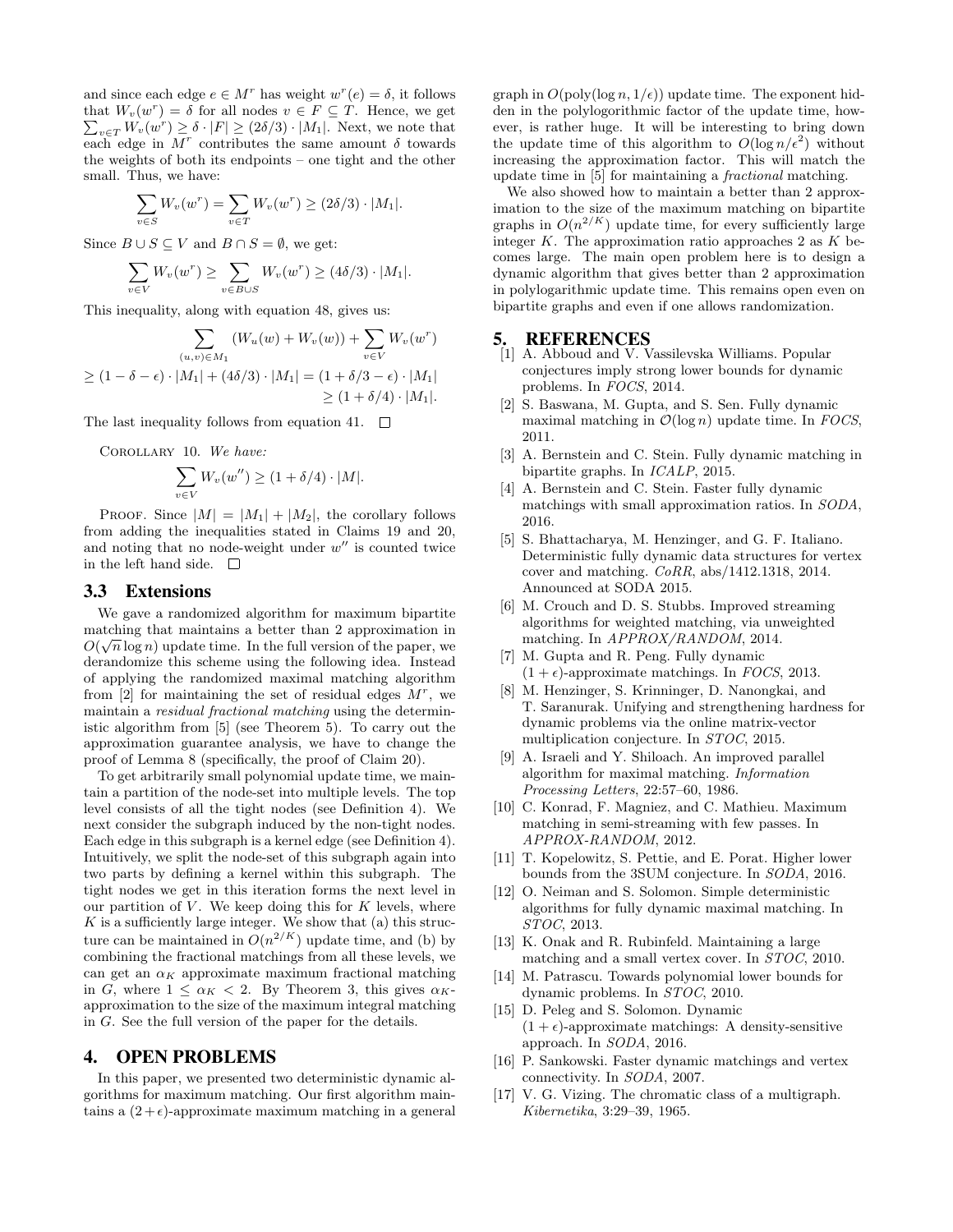and since each edge $e \in M^r$ has weight $w^r(e) = \delta$, it follows that $W_v(w^r) = \delta$ for all nodes $v \in F \subseteq T$. Hence, we get $\sum_{v \in T} W_v(w^r) \geq \delta \cdot |F| \geq (2\delta/3) \cdot |M_1|$. Next, we note that each edge in $M^r$ contributes the same amount $\delta$ towards the weights of both its endpoints – one tight and the other small. Thus, we have:

$$\sum_{v \in S} W_v(w^r) = \sum_{v \in T} W_v(w^r) \geq (2\delta/3) \cdot |M_1|.$$

Since $B \cup S \subseteq V$ and $B \cap S = \emptyset$, we get:

$$\sum_{v \in V} W_v(w^r) \geq \sum_{v \in B \cup S} W_v(w^r) \geq (4\delta/3) \cdot |M_1|.$$

This inequality, along with equation 48, gives us:

$$\sum_{(u,v) \in M_1} (W_u(w) + W_v(w)) + \sum_{v \in V} W_v(w^r)$$
$$\geq (1 - \delta - \epsilon) \cdot |M_1| + (4\delta/3) \cdot |M_1| = (1 + \delta/3 - \epsilon) \cdot |M_1|$$
$$\geq (1 + \delta/4) \cdot |M_1|.$$

The last inequality follows from equation 41. □

Corollary 10. *We have:*

$$\sum_{v \in V} W_v(w'') \geq (1 + \delta/4) \cdot |M|.$$

Proof. Since $|M| = |M_1| + |M_2|$, the corollary follows from adding the inequalities stated in Claims 19 and 20, and noting that no node-weight under $w''$ is counted twice in the left hand side. □

## 3.3 Extensions

We gave a randomized algorithm for maximum bipartite matching that maintains a better than 2 approximation in $O(\sqrt{n} \log n)$ update time. In the full version of the paper, we derandomize this scheme using the following idea. Instead of applying the randomized maximal matching algorithm from [2] for maintaining the set of residual edges $M^r$, we maintain a *residual fractional matching* using the deterministic algorithm from [5] (see Theorem 5). To carry out the approximation guarantee analysis, we have to change the proof of Lemma 8 (specifically, the proof of Claim 20).

To get arbitrarily small polynomial update time, we maintain a partition of the node-set into multiple levels. The top level consists of all the tight nodes (see Definition 4). We next consider the subgraph induced by the non-tight nodes. Each edge in this subgraph is a kernel edge (see Definition 4). Intuitively, we split the node-set of this subgraph again into two parts by defining a kernel within this subgraph. The tight nodes we get in this iteration forms the next level in our partition of $V$. We keep doing this for $K$ levels, where $K$ is a sufficiently large integer. We show that (a) this structure can be maintained in $O(n^{2/K})$ update time, and (b) by combining the fractional matchings from all these levels, we can get an $\alpha_K$ approximate maximum fractional matching in $G$, where $1 \leq \alpha_K < 2$. By Theorem 3, this gives $\alpha_K$-approximation to the size of the maximum integral matching in $G$. See the full version of the paper for the details.

# 4. OPEN PROBLEMS

In this paper, we presented two deterministic dynamic algorithms for maximum matching. Our first algorithm maintains a $(2+\epsilon)$-approximate maximum matching in a general graph in $O(\text{poly}(\log n, 1/\epsilon))$ update time. The exponent hidden in the polylogorithmic factor of the update time, however, is rather huge. It will be interesting to bring down the update time of this algorithm to $O(\log n/\epsilon^2)$ without increasing the approximation factor. This will match the update time in [5] for maintaining a *fractional* matching.

We also showed how to maintain a better than 2 approximation to the size of the maximum matching on bipartite graphs in $O(n^{2/K})$ update time, for every sufficiently large integer $K$. The approximation ratio approaches 2 as $K$ becomes large. The main open problem here is to design a dynamic algorithm that gives better than 2 approximation in polylogarithmic update time. This remains open even on bipartite graphs and even if one allows randomization.

# 5. REFERENCES

[1] A. Abboud and V. Vassilevska Williams. Popular conjectures imply strong lower bounds for dynamic problems. In *FOCS*, 2014.

[2] S. Baswana, M. Gupta, and S. Sen. Fully dynamic maximal matching in $\mathcal{O}(\log n)$ update time. In *FOCS*, 2011.

[3] A. Bernstein and C. Stein. Fully dynamic matching in bipartite graphs. In *ICALP*, 2015.

[4] A. Bernstein and C. Stein. Faster fully dynamic matchings with small approximation ratios. In *SODA*, 2016.

[5] S. Bhattacharya, M. Henzinger, and G. F. Italiano. Deterministic fully dynamic data structures for vertex cover and matching. *CoRR*, abs/1412.1318, 2014. Announced at SODA 2015.

[6] M. Crouch and D. S. Stubbs. Improved streaming algorithms for weighted matching, via unweighted matching. In *APPROX/RANDOM*, 2014.

[7] M. Gupta and R. Peng. Fully dynamic $(1+\epsilon)$-approximate matchings. In *FOCS*, 2013.

[8] M. Henzinger, S. Krinninger, D. Nanongkai, and T. Saranurak. Unifying and strengthening hardness for dynamic problems via the online matrix-vector multiplication conjecture. In *STOC*, 2015.

[9] A. Israeli and Y. Shiloach. An improved parallel algorithm for maximal matching. *Information Processing Letters*, 22:57–60, 1986.

[10] C. Konrad, F. Magniez, and C. Mathieu. Maximum matching in semi-streaming with few passes. In *APPROX-RANDOM*, 2012.

[11] T. Kopelowitz, S. Pettie, and E. Porat. Higher lower bounds from the 3SUM conjecture. In *SODA*, 2016.

[12] O. Neiman and S. Solomon. Simple deterministic algorithms for fully dynamic maximal matching. In *STOC*, 2013.

[13] K. Onak and R. Rubinfeld. Maintaining a large matching and a small vertex cover. In *STOC*, 2010.

[14] M. Patrascu. Towards polynomial lower bounds for dynamic problems. In *STOC*, 2010.

[15] D. Peleg and S. Solomon. Dynamic $(1+\epsilon)$-approximate matchings: A density-sensitive approach. In *SODA*, 2016.

[16] P. Sankowski. Faster dynamic matchings and vertex connectivity. In *SODA*, 2007.

[17] V. G. Vizing. The chromatic class of a multigraph. *Kibernetika*, 3:29–39, 1965.